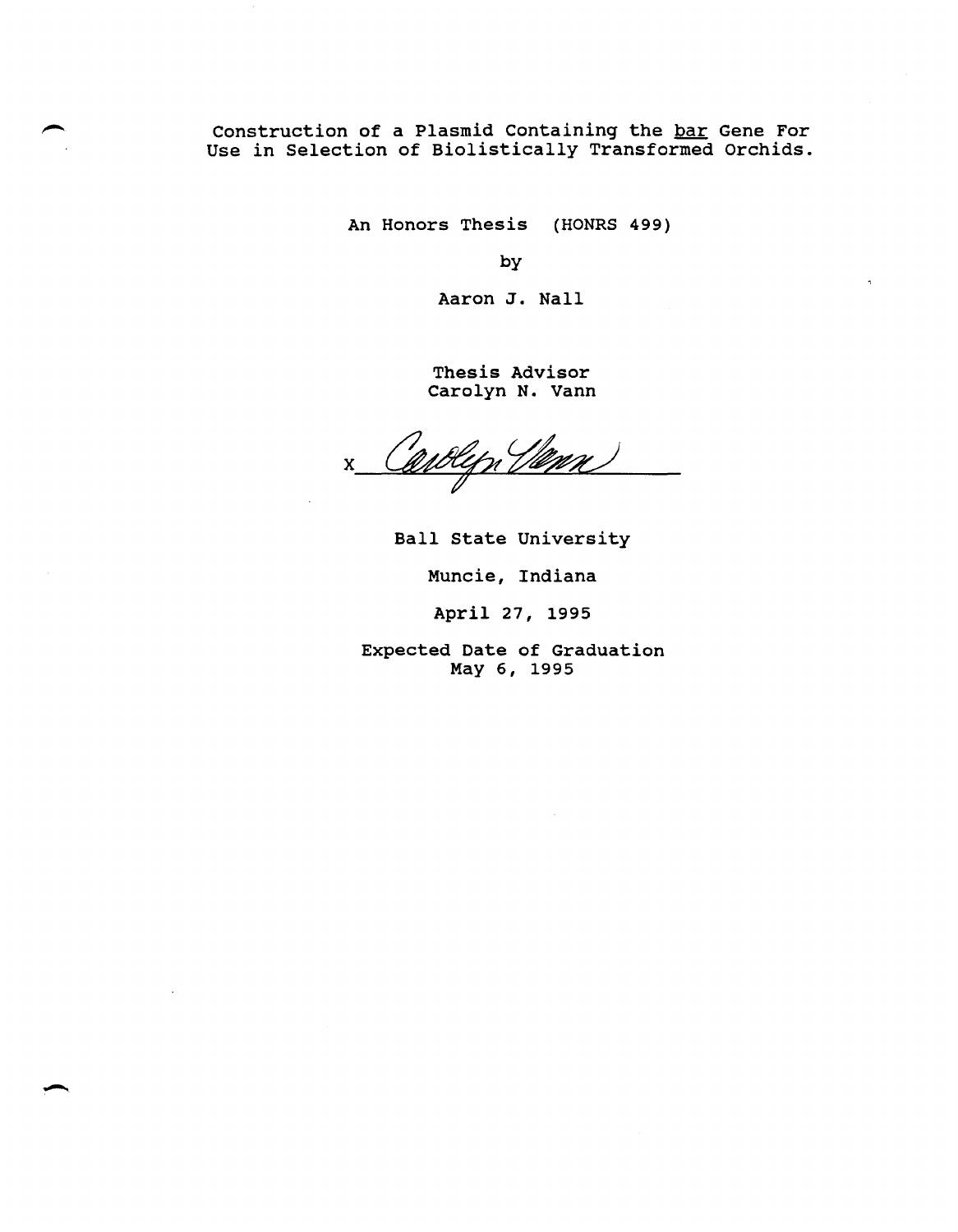# Construction of a Plasmid Containing the bar Gene For Use in Selection of Biolistically Transformed Orchids.

An Honors Thesis (HONRS 499)

by

Aaron J. Nall

Thesis Advisor
Carolyn N. Vann

x Carolyn Vann

Ball State University

Muncie, Indiana

April 27, 1995

Expected Date of Graduation
May 6, 1995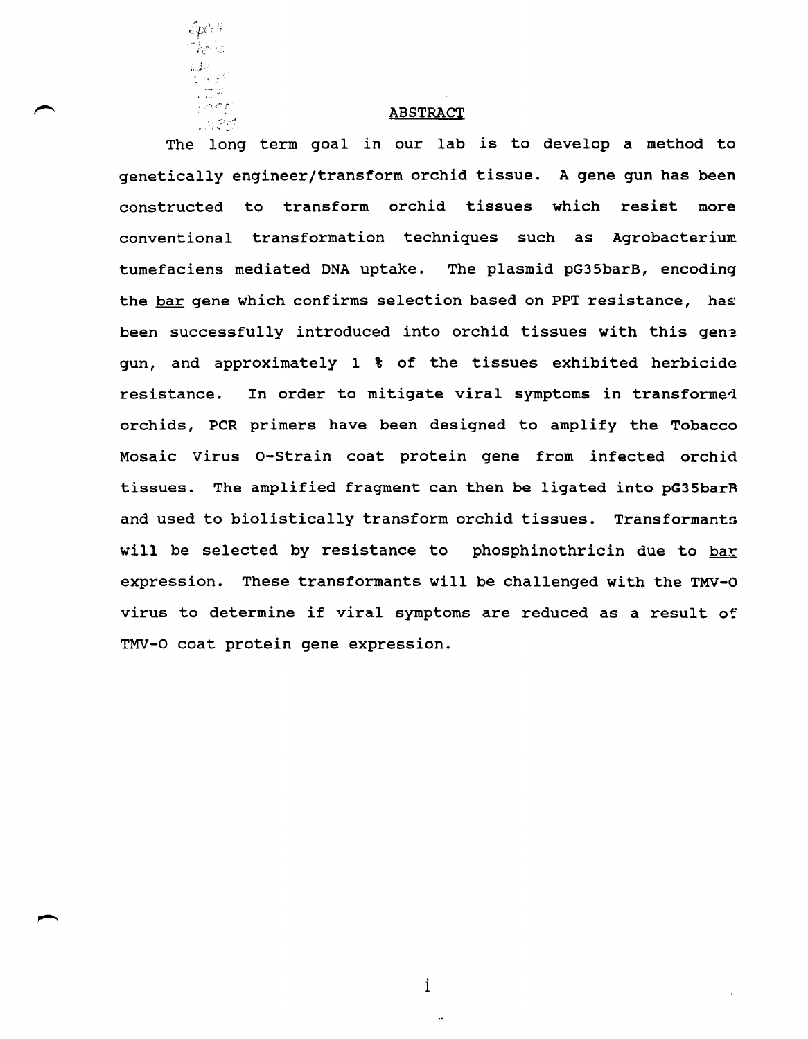## ABSTRACT

The long term goal in our lab is to develop a method to genetically engineer/transform orchid tissue. A gene gun has been constructed to transform orchid tissues which resist more conventional transformation techniques such as Agrobacterium tumefaciens mediated DNA uptake. The plasmid pG35barB, encoding the _bar_ gene which confirms selection based on PPT resistance, has been successfully introduced into orchid tissues with this gene gun, and approximately 1 % of the tissues exhibited herbicide resistance. In order to mitigate viral symptoms in transformed orchids, PCR primers have been designed to amplify the Tobacco Mosaic Virus O-Strain coat protein gene from infected orchid tissues. The amplified fragment can then be ligated into pG35barB and used to biolistically transform orchid tissues. Transformants will be selected by resistance to phosphinothricin due to _bar_ expression. These transformants will be challenged with the TMV-O virus to determine if viral symptoms are reduced as a result of TMV-O coat protein gene expression.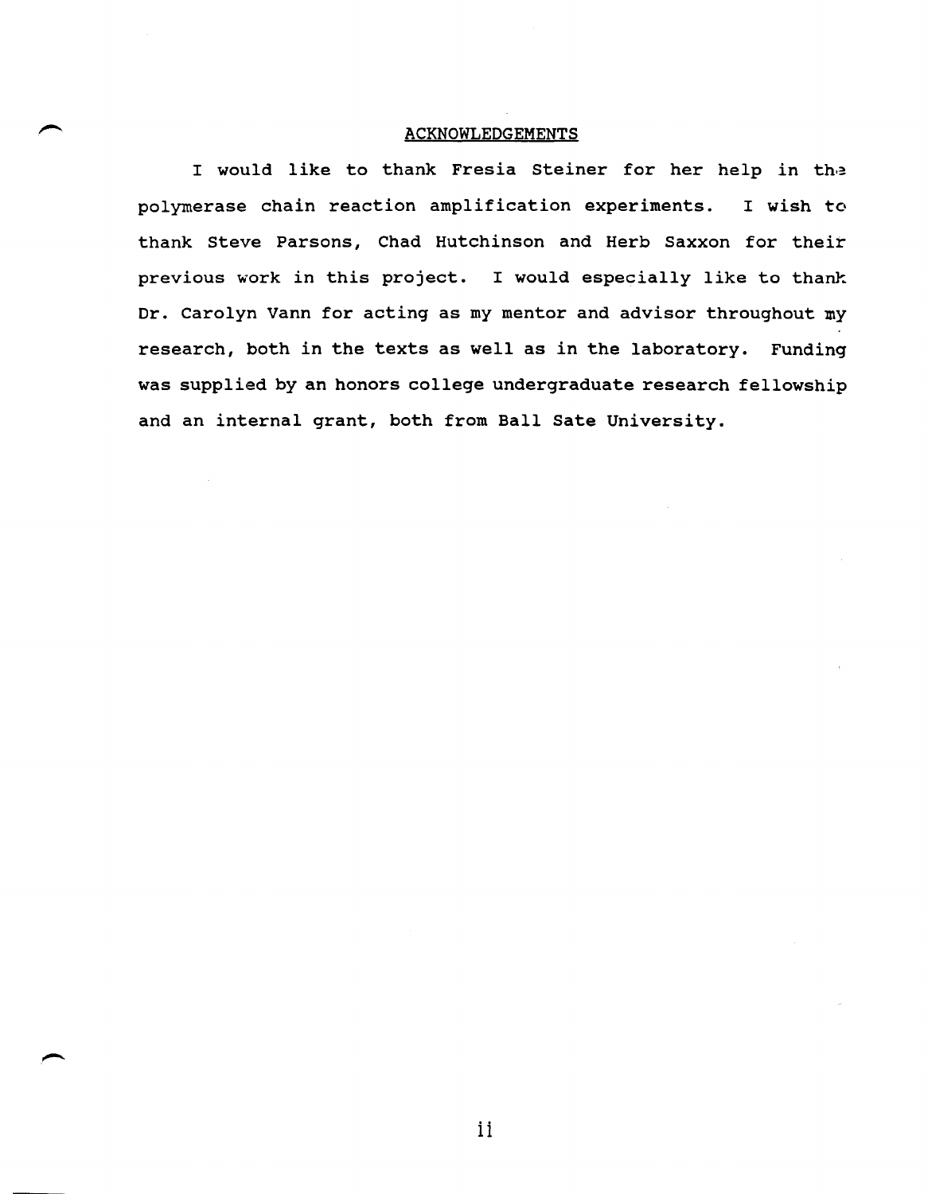## ACKNOWLEDGEMENTS

I would like to thank Fresia Steiner for her help in the polymerase chain reaction amplification experiments. I wish to thank Steve Parsons, Chad Hutchinson and Herb Saxxon for their previous work in this project. I would especially like to thank Dr. Carolyn Vann for acting as my mentor and advisor throughout my research, both in the texts as well as in the laboratory. Funding was supplied by an honors college undergraduate research fellowship and an internal grant, both from Ball Sate University.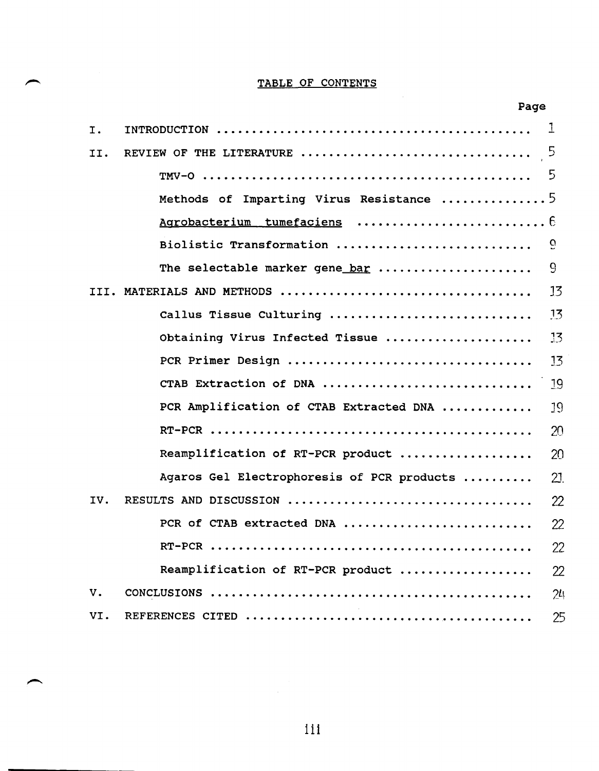# TABLE OF CONTENTS

| | | Page |
|---|---|---|
| I. | INTRODUCTION | 1 |
| II. | REVIEW OF THE LITERATURE | 5 |
| | TMV-O | 5 |
| | Methods of Imparting Virus Resistance | 5 |
| | *Agrobacterium tumefaciens* | 6 |
| | Biolistic Transformation | 9 |
| | The selectable marker gene *bar* | 9 |
| III. | MATERIALS AND METHODS | 13 |
| | Callus Tissue Culturing | 13 |
| | Obtaining Virus Infected Tissue | 13 |
| | PCR Primer Design | 13 |
| | CTAB Extraction of DNA | 19 |
| | PCR Amplification of CTAB Extracted DNA | 19 |
| | RT-PCR | 20 |
| | Reamplification of RT-PCR product | 20 |
| | Agaros Gel Electrophoresis of PCR products | 21 |
| IV. | RESULTS AND DISCUSSION | 22 |
| | PCR of CTAB extracted DNA | 22 |
| | RT-PCR | 22 |
| | Reamplification of RT-PCR product | 22 |
| V. | CONCLUSIONS | 24 |
| VI. | REFERENCES CITED | 25 |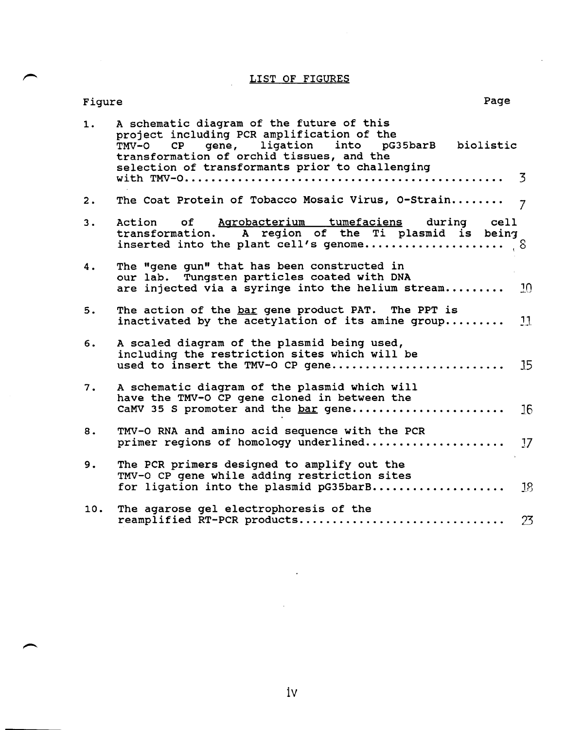# LIST OF FIGURES

| Figure | | Page |
|---|---|---|
| 1. | A schematic diagram of the future of this project including PCR amplification of the TMV-O CP gene, ligation into pG35barB biolistic transformation of orchid tissues, and the selection of transformants prior to challenging with TMV-O | 3 |
| 2. | The Coat Protein of Tobacco Mosaic Virus, O-Strain | 7 |
| 3. | Action of _Agrobacterium tumefaciens_ during cell transformation. A region of the Ti plasmid is being inserted into the plant cell's genome | 8 |
| 4. | The "gene gun" that has been constructed in our lab. Tungsten particles coated with DNA are injected via a syringe into the helium stream | 10 |
| 5. | The action of the _bar_ gene product PAT. The PPT is inactivated by the acetylation of its amine group | 11 |
| 6. | A scaled diagram of the plasmid being used, including the restriction sites which will be used to insert the TMV-O CP gene | 15 |
| 7. | A schematic diagram of the plasmid which will have the TMV-O CP gene cloned in between the CaMV 35 S promoter and the _bar_ gene | 16 |
| 8. | TMV-O RNA and amino acid sequence with the PCR primer regions of homology underlined | 17 |
| 9. | The PCR primers designed to amplify out the TMV-O CP gene while adding restriction sites for ligation into the plasmid pG35barB | 18 |
| 10. | The agarose gel electrophoresis of the reamplified RT-PCR products | 23 |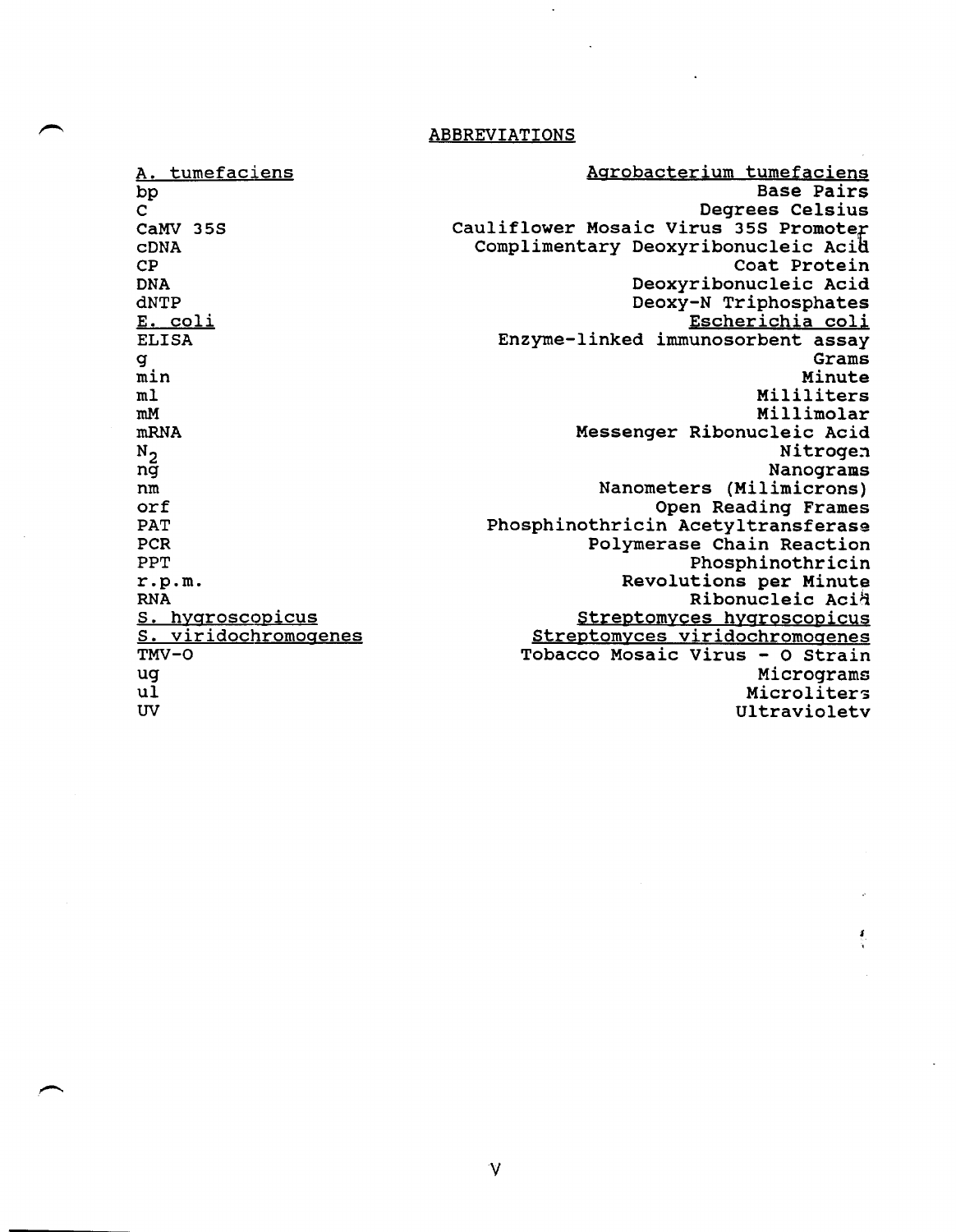## ABBREVIATIONS

| | |
|---|---|
| _A. tumefaciens_ | _Agrobacterium tumefaciens_ |
| bp | Base Pairs |
| C | Degrees Celsius |
| CaMV 35S | Cauliflower Mosaic Virus 35S Promoter |
| cDNA | Complimentary Deoxyribonucleic Acid |
| CP | Coat Protein |
| DNA | Deoxyribonucleic Acid |
| dNTP | Deoxy-N Triphosphates |
| _E. coli_ | _Escherichia coli_ |
| ELISA | Enzyme-linked immunosorbent assay |
| g | Grams |
| min | Minute |
| ml | Mililiters |
| mM | Millimolar |
| mRNA | Messenger Ribonucleic Acid |
| $N_2$ | Nitrogen |
| ng | Nanograms |
| nm | Nanometers (Milimicrons) |
| orf | Open Reading Frames |
| PAT | Phosphinothricin Acetyltransferase |
| PCR | Polymerase Chain Reaction |
| PPT | Phosphinothricin |
| r.p.m. | Revolutions per Minute |
| RNA | Ribonucleic Acid |
| _S. hygroscopicus_ | _Streptomyces hygroscopicus_ |
| _S. viridochromogenes_ | _Streptomyces viridochromogenes_ |
| TMV-O | Tobacco Mosaic Virus - O Strain |
| ug | Micrograms |
| ul | Microliters |
| UV | Ultravioletv |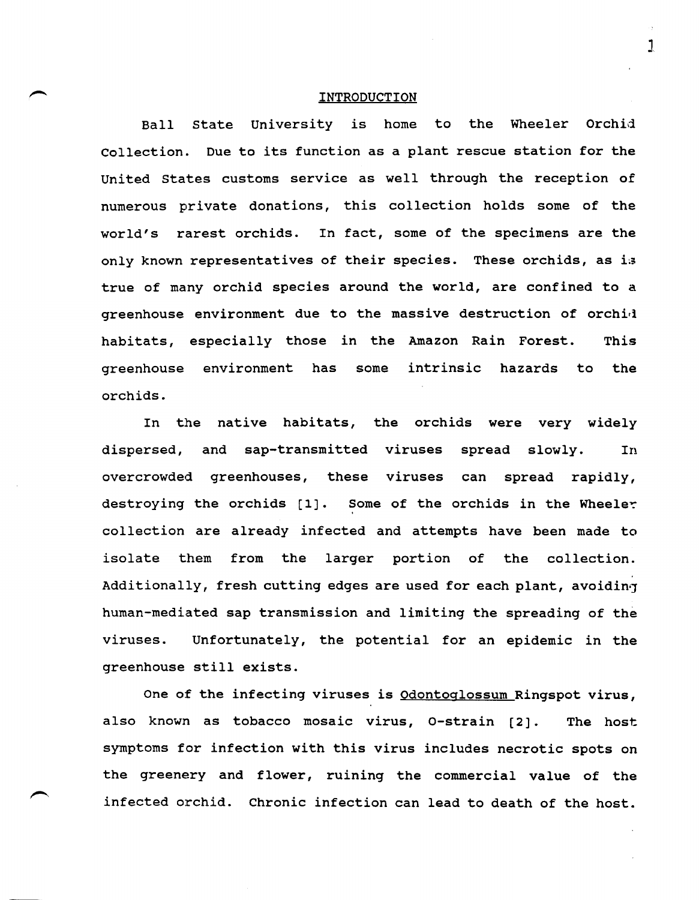# INTRODUCTION

Ball State University is home to the Wheeler Orchid Collection. Due to its function as a plant rescue station for the United States customs service as well through the reception of numerous private donations, this collection holds some of the world's rarest orchids. In fact, some of the specimens are the only known representatives of their species. These orchids, as is true of many orchid species around the world, are confined to a greenhouse environment due to the massive destruction of orchid habitats, especially those in the Amazon Rain Forest. This greenhouse environment has some intrinsic hazards to the orchids.

In the native habitats, the orchids were very widely dispersed, and sap-transmitted viruses spread slowly. In overcrowded greenhouses, these viruses can spread rapidly, destroying the orchids [1]. Some of the orchids in the Wheeler collection are already infected and attempts have been made to isolate them from the larger portion of the collection. Additionally, fresh cutting edges are used for each plant, avoiding human-mediated sap transmission and limiting the spreading of the viruses. Unfortunately, the potential for an epidemic in the greenhouse still exists.

One of the infecting viruses is Odontoglossum Ringspot virus, also known as tobacco mosaic virus, O-strain [2]. The host symptoms for infection with this virus includes necrotic spots on the greenery and flower, ruining the commercial value of the infected orchid. Chronic infection can lead to death of the host.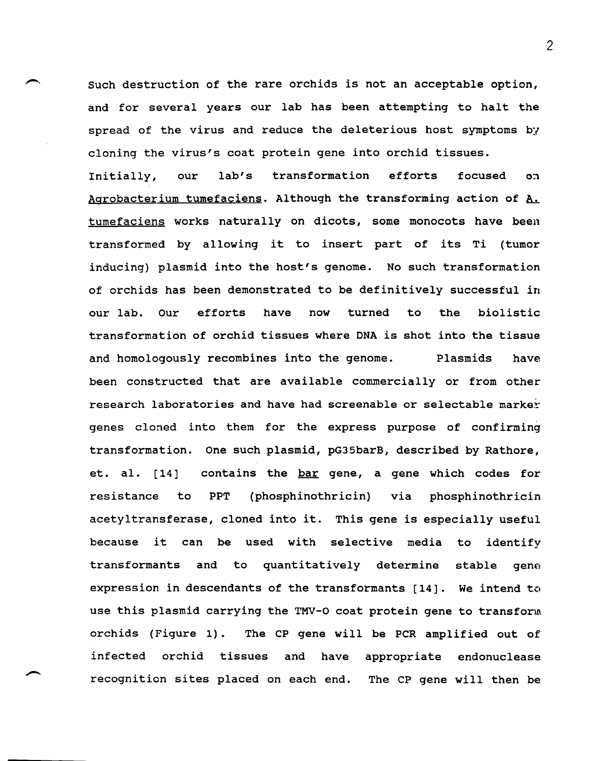Such destruction of the rare orchids is not an acceptable option, and for several years our lab has been attempting to halt the spread of the virus and reduce the deleterious host symptoms by cloning the virus's coat protein gene into orchid tissues.

Initially, our lab's transformation efforts focused on _Agrobacterium tumefaciens_. Although the transforming action of _A. tumefaciens_ works naturally on dicots, some monocots have been transformed by allowing it to insert part of its Ti (tumor inducing) plasmid into the host's genome. No such transformation of orchids has been demonstrated to be definitively successful in our lab. Our efforts have now turned to the biolistic transformation of orchid tissues where DNA is shot into the tissue and homologously recombines into the genome. Plasmids have been constructed that are available commercially or from other research laboratories and have had screenable or selectable marker genes cloned into them for the express purpose of confirming transformation. One such plasmid, pG35barB, described by Rathore, et. al. [14] contains the _bar_ gene, a gene which codes for resistance to PPT (phosphinothricin) via phosphinothricin acetyltransferase, cloned into it. This gene is especially useful because it can be used with selective media to identify transformants and to quantitatively determine stable gene expression in descendants of the transformants [14]. We intend to use this plasmid carrying the TMV-O coat protein gene to transform orchids (Figure 1). The CP gene will be PCR amplified out of infected orchid tissues and have appropriate endonuclease recognition sites placed on each end. The CP gene will then be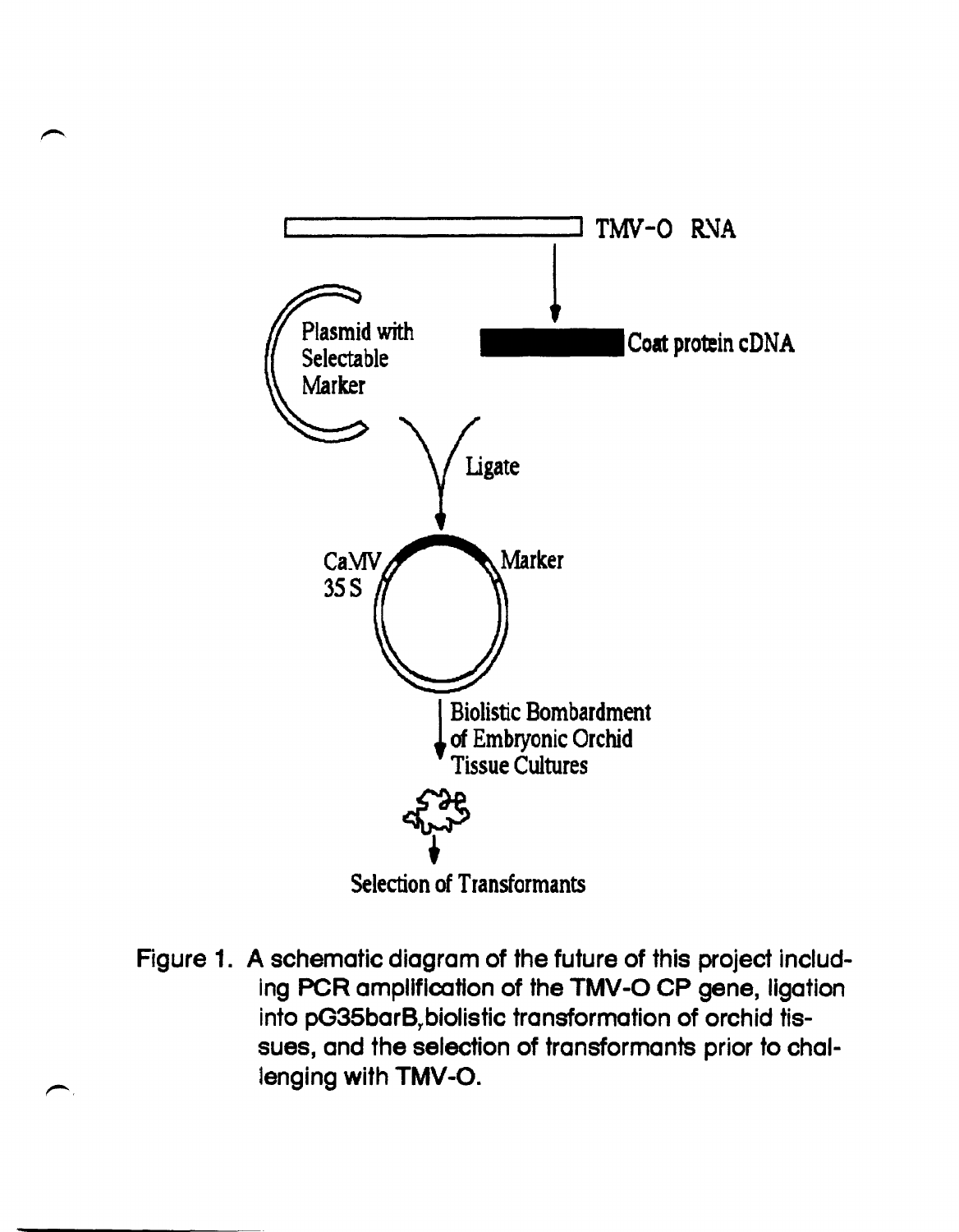TMV-O RNA

Plasmid with Selectable Marker

Coat protein cDNA

Ligate

CaMV 35 S

Marker

Biolistic Bombardment of Embryonic Orchid Tissue Cultures

Selection of Transformants

Figure 1. A schematic diagram of the future of this project including PCR amplification of the TMV-O CP gene, ligation into pG35barB, biolistic transformation of orchid tissues, and the selection of transformants prior to challenging with TMV-O.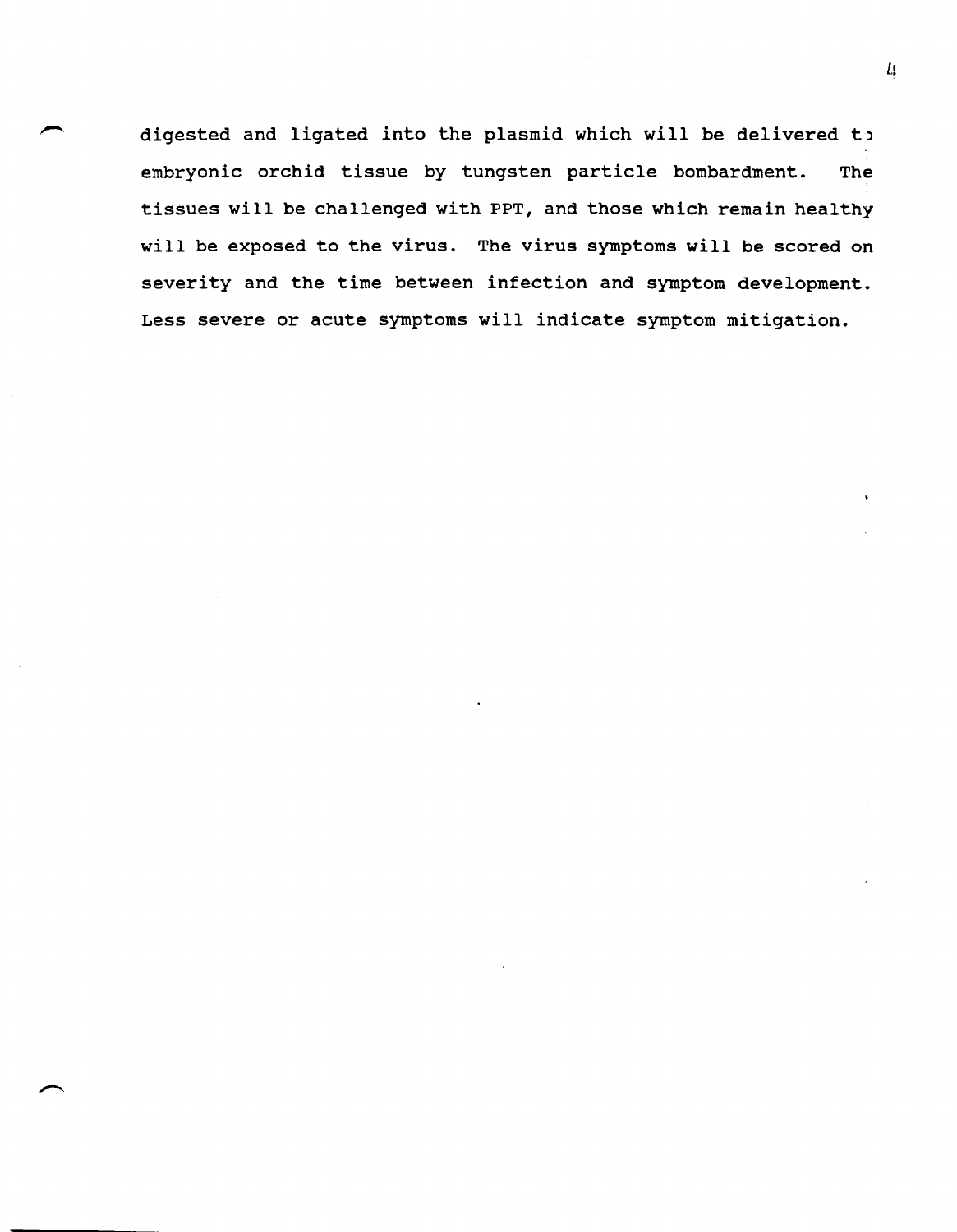digested and ligated into the plasmid which will be delivered to embryonic orchid tissue by tungsten particle bombardment. The tissues will be challenged with PPT, and those which remain healthy will be exposed to the virus. The virus symptoms will be scored on severity and the time between infection and symptom development. Less severe or acute symptoms will indicate symptom mitigation.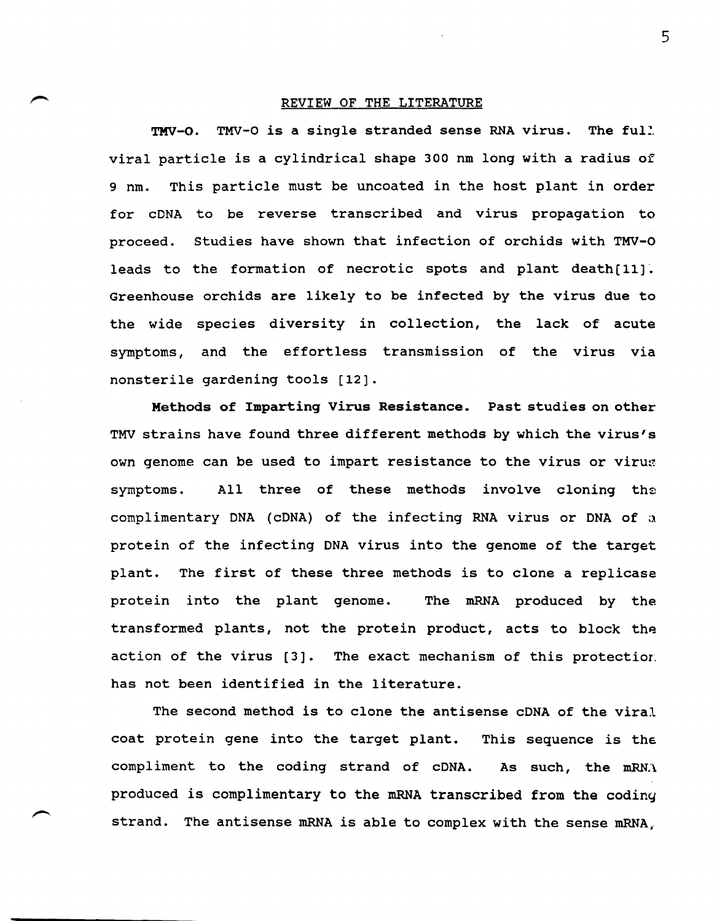## REVIEW OF THE LITERATURE

**TMV-O.** TMV-O is a single stranded sense RNA virus. The full viral particle is a cylindrical shape 300 nm long with a radius of 9 nm. This particle must be uncoated in the host plant in order for cDNA to be reverse transcribed and virus propagation to proceed. Studies have shown that infection of orchids with TMV-O leads to the formation of necrotic spots and plant death[11]. Greenhouse orchids are likely to be infected by the virus due to the wide species diversity in collection, the lack of acute symptoms, and the effortless transmission of the virus via nonsterile gardening tools [12].

**Methods of Imparting Virus Resistance.** Past studies on other TMV strains have found three different methods by which the virus's own genome can be used to impart resistance to the virus or virus symptoms. All three of these methods involve cloning the complimentary DNA (cDNA) of the infecting RNA virus or DNA of a protein of the infecting DNA virus into the genome of the target plant. The first of these three methods is to clone a replicase protein into the plant genome. The mRNA produced by the transformed plants, not the protein product, acts to block the action of the virus [3]. The exact mechanism of this protection has not been identified in the literature.

The second method is to clone the antisense cDNA of the viral coat protein gene into the target plant. This sequence is the compliment to the coding strand of cDNA. As such, the mRNA produced is complimentary to the mRNA transcribed from the coding strand. The antisense mRNA is able to complex with the sense mRNA,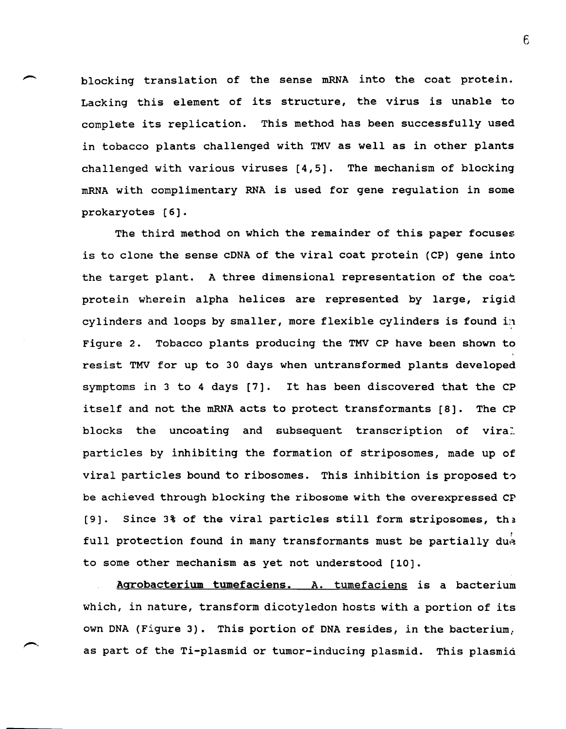blocking translation of the sense mRNA into the coat protein. Lacking this element of its structure, the virus is unable to complete its replication. This method has been successfully used in tobacco plants challenged with TMV as well as in other plants challenged with various viruses [4,5]. The mechanism of blocking mRNA with complimentary RNA is used for gene regulation in some prokaryotes [6].

The third method on which the remainder of this paper focuses is to clone the sense cDNA of the viral coat protein (CP) gene into the target plant. A three dimensional representation of the coat protein wherein alpha helices are represented by large, rigid cylinders and loops by smaller, more flexible cylinders is found in Figure 2. Tobacco plants producing the TMV CP have been shown to resist TMV for up to 30 days when untransformed plants developed symptoms in 3 to 4 days [7]. It has been discovered that the CP itself and not the mRNA acts to protect transformants [8]. The CP blocks the uncoating and subsequent transcription of viral particles by inhibiting the formation of striposomes, made up of viral particles bound to ribosomes. This inhibition is proposed to be achieved through blocking the ribosome with the overexpressed CP [9]. Since 3% of the viral particles still form striposomes, the full protection found in many transformants must be partially due to some other mechanism as yet not understood [10].

<u>Agrobacterium tumefaciens.</u> <u>A. tumefaciens</u> is a bacterium which, in nature, transform dicotyledon hosts with a portion of its own DNA (Figure 3). This portion of DNA resides, in the bacterium, as part of the Ti-plasmid or tumor-inducing plasmid. This plasmid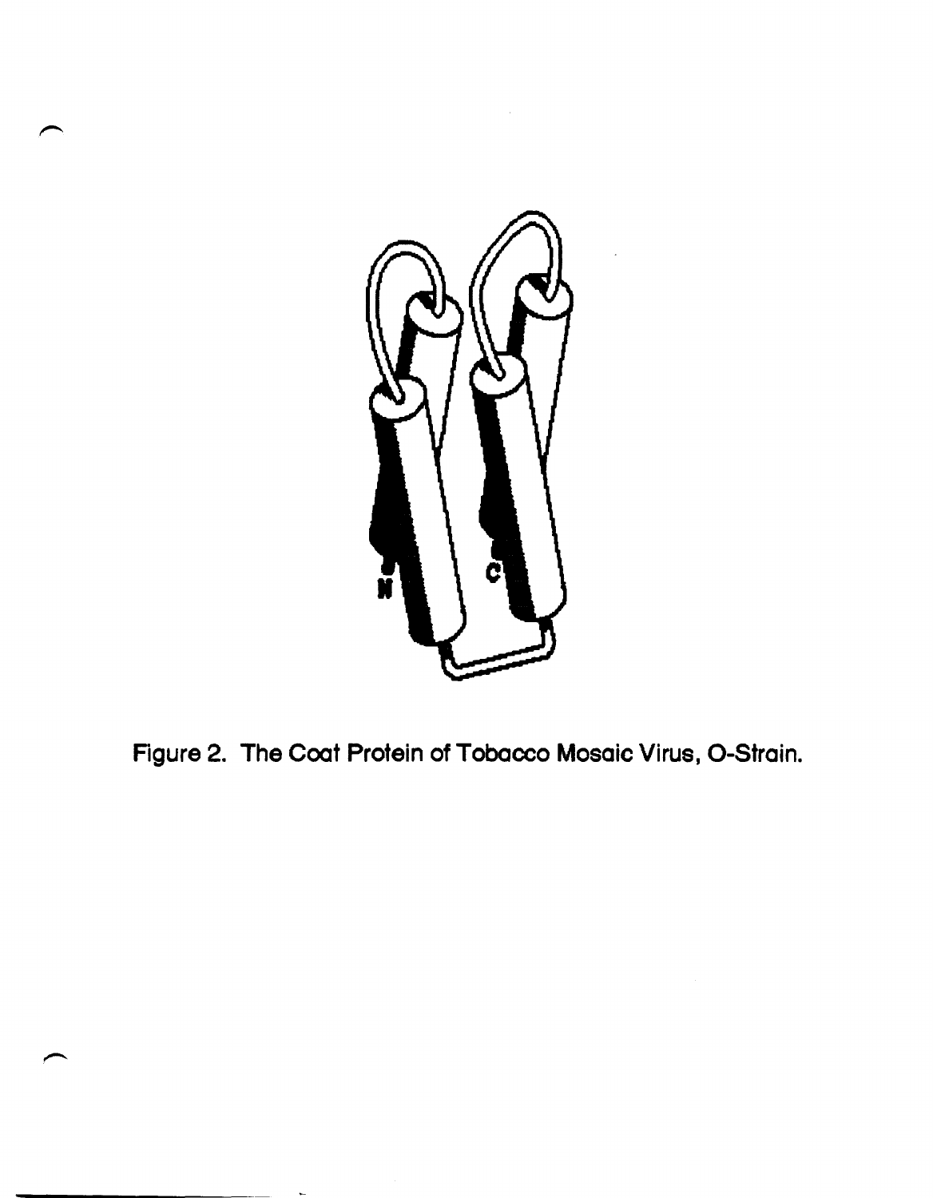Figure 2. The Coat Protein of Tobacco Mosaic Virus, O-Strain.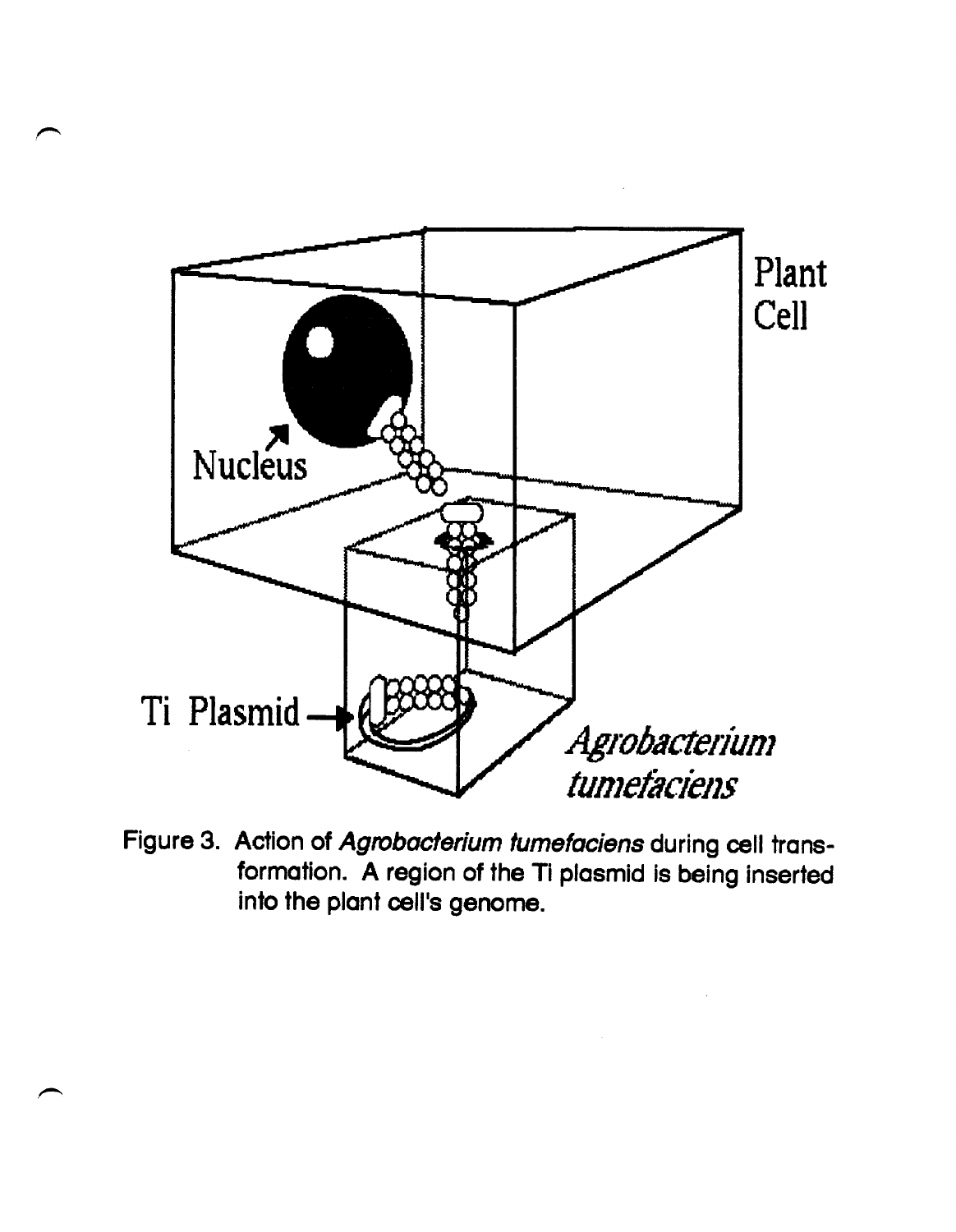Plant Cell

Nucleus

Ti Plasmid

*Agrobacterium tumefaciens*

Figure 3. Action of *Agrobacterium tumefaciens* during cell transformation. A region of the Ti plasmid is being inserted into the plant cell's genome.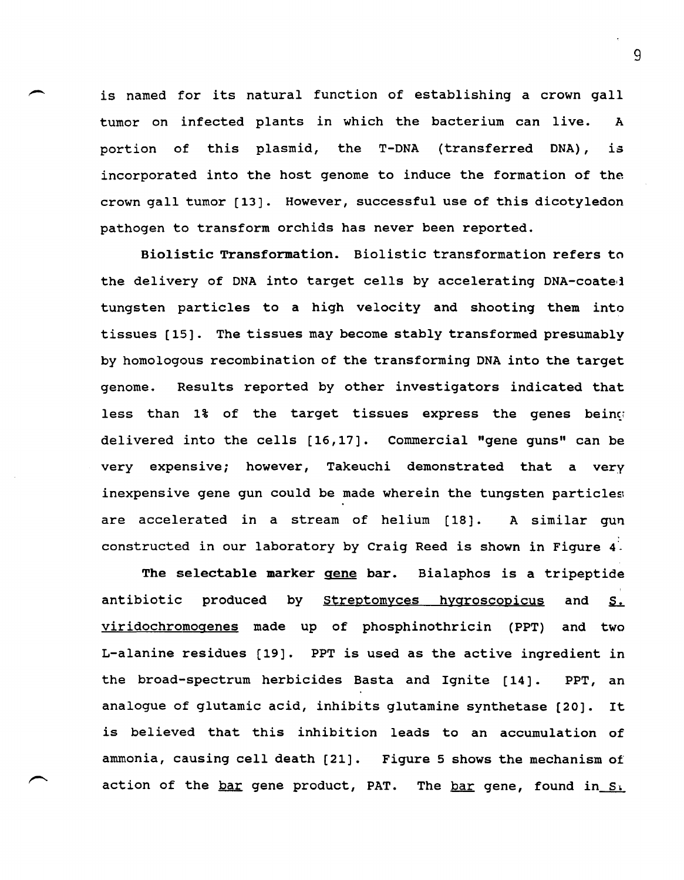is named for its natural function of establishing a crown gall tumor on infected plants in which the bacterium can live. A portion of this plasmid, the T-DNA (transferred DNA), is incorporated into the host genome to induce the formation of the crown gall tumor [13]. However, successful use of this dicotyledon pathogen to transform orchids has never been reported.

**Biolistic Transformation.** Biolistic transformation refers to the delivery of DNA into target cells by accelerating DNA-coated tungsten particles to a high velocity and shooting them into tissues [15]. The tissues may become stably transformed presumably by homologous recombination of the transforming DNA into the target genome. Results reported by other investigators indicated that less than 1% of the target tissues express the genes being delivered into the cells [16,17]. Commercial "gene guns" can be very expensive; however, Takeuchi demonstrated that a very inexpensive gene gun could be made wherein the tungsten particles are accelerated in a stream of helium [18]. A similar gun constructed in our laboratory by Craig Reed is shown in Figure 4.

**The selectable marker gene bar.** Bialaphos is a tripeptide antibiotic produced by *Streptomyces hygroscopicus* and *S. viridochromogenes* made up of phosphinothricin (PPT) and two L-alanine residues [19]. PPT is used as the active ingredient in the broad-spectrum herbicides Basta and Ignite [14]. PPT, an analogue of glutamic acid, inhibits glutamine synthetase [20]. It is believed that this inhibition leads to an accumulation of ammonia, causing cell death [21]. Figure 5 shows the mechanism of action of the *bar* gene product, PAT. The *bar* gene, found in *S.*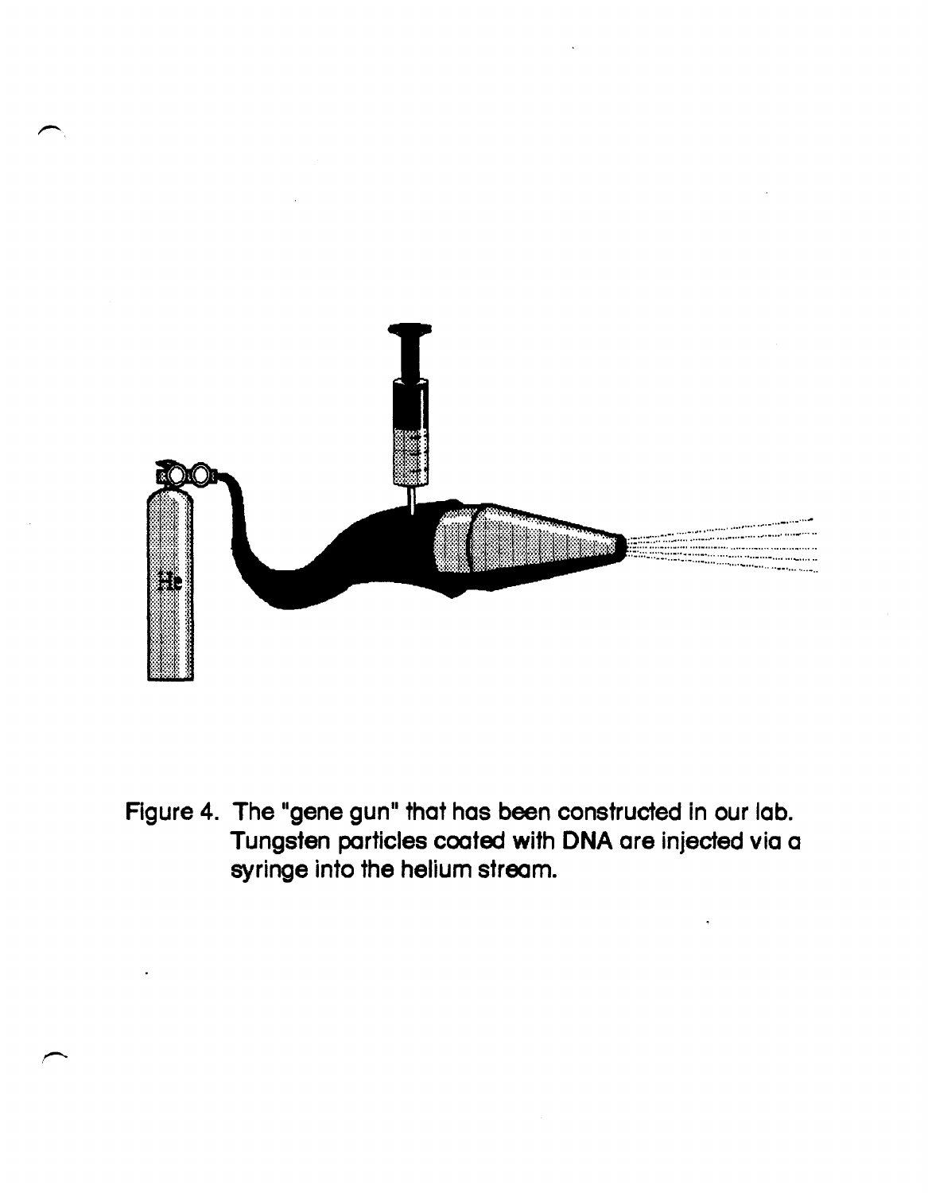Figure 4. The "gene gun" that has been constructed in our lab. Tungsten particles coated with DNA are injected via a syringe into the helium stream.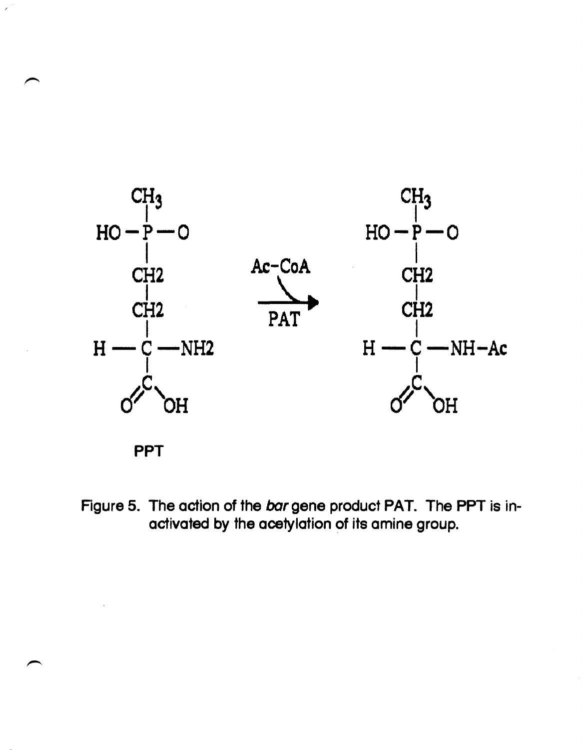$CH_3$ | HO—P—O | $CH_2$ | $CH_2$ | H—C—$NH_2$ | C(=O)OH

PPT

Ac-CoA

PAT

$CH_3$ | HO—P—O | $CH_2$ | $CH_2$ | H—C—NH-Ac | C(=O)OH

Figure 5. The action of the *bar* gene product PAT. The PPT is inactivated by the acetylation of its amine group.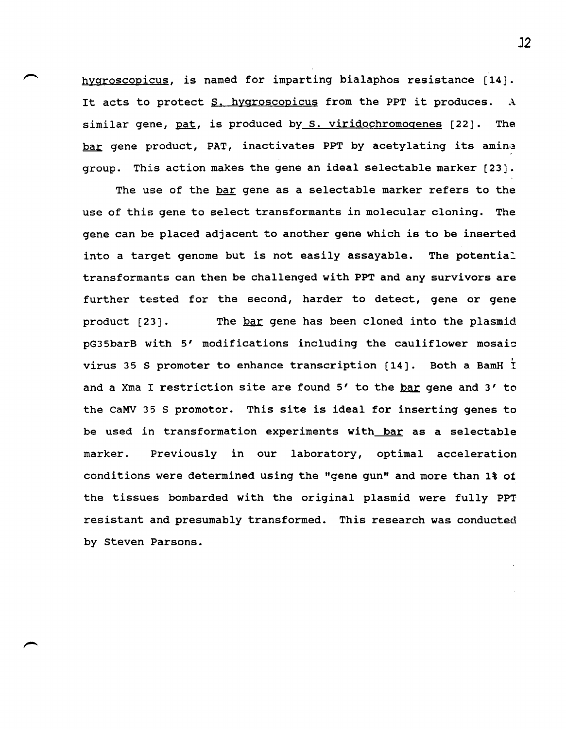hygroscopicus, is named for imparting bialaphos resistance [14]. It acts to protect S. hygroscopicus from the PPT it produces. A similar gene, pat, is produced by S. viridochromogenes [22]. The bar gene product, PAT, inactivates PPT by acetylating its amine group. This action makes the gene an ideal selectable marker [23].

The use of the bar gene as a selectable marker refers to the use of this gene to select transformants in molecular cloning. The gene can be placed adjacent to another gene which is to be inserted into a target genome but is not easily assayable. The potential transformants can then be challenged with PPT and any survivors are further tested for the second, harder to detect, gene or gene product [23]. The bar gene has been cloned into the plasmid pG35barB with 5′ modifications including the cauliflower mosaic virus 35 S promoter to enhance transcription [14]. Both a BamH I and a Xma I restriction site are found 5′ to the bar gene and 3′ to the CaMV 35 S promotor. This site is ideal for inserting genes to be used in transformation experiments with bar as a selectable marker. Previously in our laboratory, optimal acceleration conditions were determined using the "gene gun" and more than 1% of the tissues bombarded with the original plasmid were fully PPT resistant and presumably transformed. This research was conducted by Steven Parsons.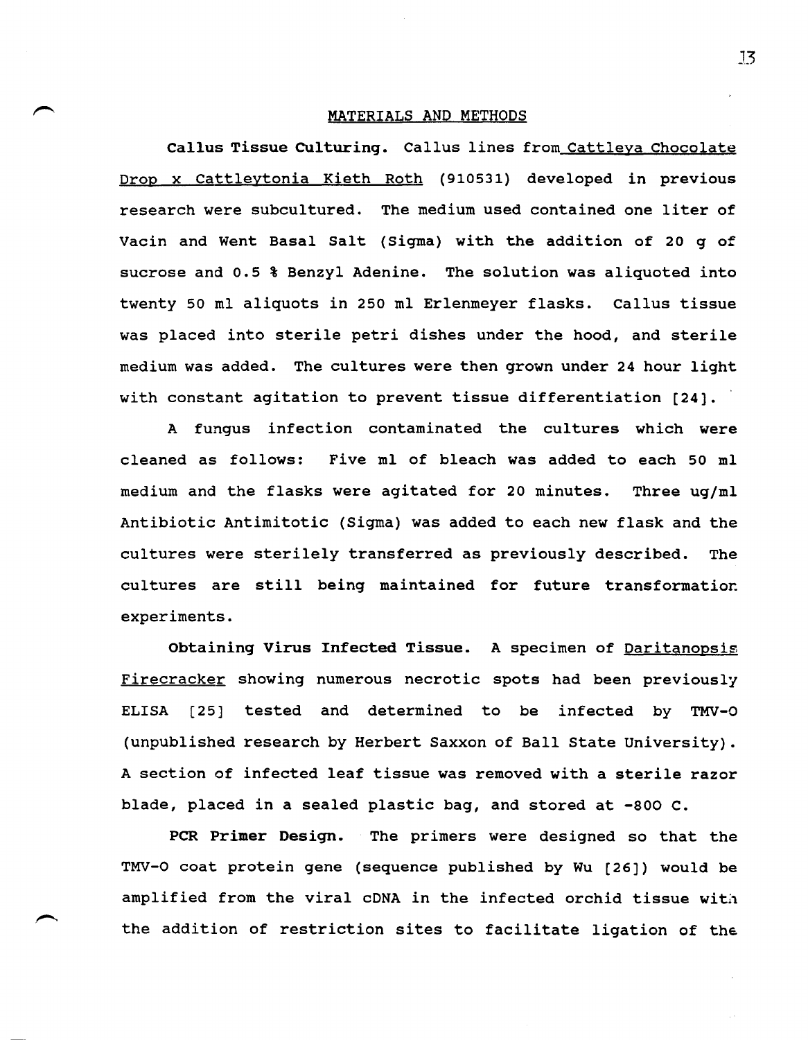## MATERIALS AND METHODS

**Callus Tissue Culturing.** Callus lines from Cattleya Chocolate Drop x Cattleytonia Kieth Roth (910531) developed in previous research were subcultured. The medium used contained one liter of Vacin and Went Basal Salt (Sigma) with the addition of 20 g of sucrose and 0.5 % Benzyl Adenine. The solution was aliquoted into twenty 50 ml aliquots in 250 ml Erlenmeyer flasks. Callus tissue was placed into sterile petri dishes under the hood, and sterile medium was added. The cultures were then grown under 24 hour light with constant agitation to prevent tissue differentiation [24].

A fungus infection contaminated the cultures which were cleaned as follows: Five ml of bleach was added to each 50 ml medium and the flasks were agitated for 20 minutes. Three ug/ml Antibiotic Antimitotic (Sigma) was added to each new flask and the cultures were sterilely transferred as previously described. The cultures are still being maintained for future transformation experiments.

**Obtaining Virus Infected Tissue.** A specimen of Daritanopsis Firecracker showing numerous necrotic spots had been previously ELISA [25] tested and determined to be infected by TMV-O (unpublished research by Herbert Saxxon of Ball State University). A section of infected leaf tissue was removed with a sterile razor blade, placed in a sealed plastic bag, and stored at -800 C.

**PCR Primer Design.** The primers were designed so that the TMV-O coat protein gene (sequence published by Wu [26]) would be amplified from the viral cDNA in the infected orchid tissue with the addition of restriction sites to facilitate ligation of the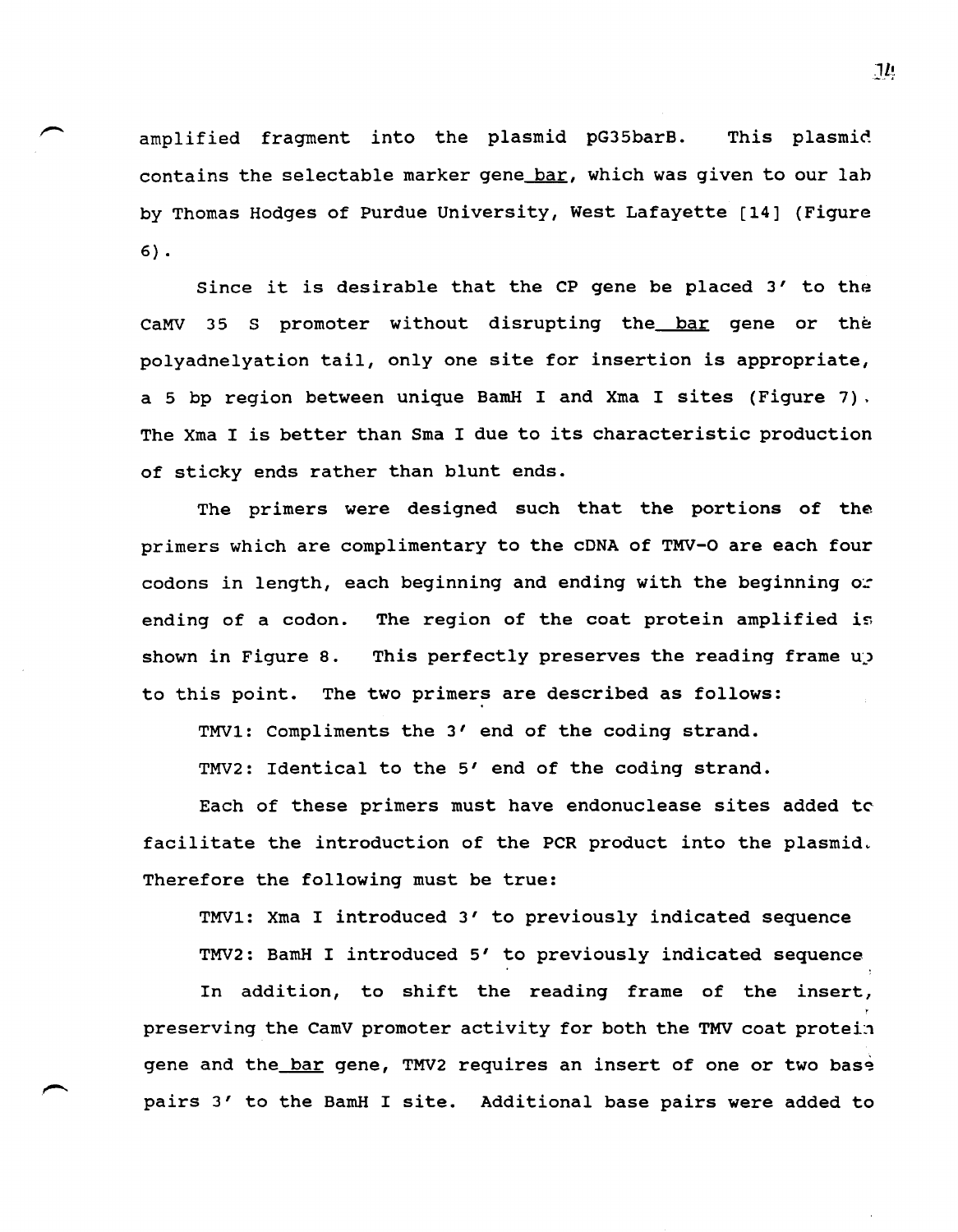amplified fragment into the plasmid pG35barB. This plasmid contains the selectable marker gene bar, which was given to our lab by Thomas Hodges of Purdue University, West Lafayette [14] (Figure 6).

Since it is desirable that the CP gene be placed 3' to the CaMV 35 S promoter without disrupting the bar gene or the polyadnelyation tail, only one site for insertion is appropriate, a 5 bp region between unique BamH I and Xma I sites (Figure 7). The Xma I is better than Sma I due to its characteristic production of sticky ends rather than blunt ends.

The primers were designed such that the portions of the primers which are complimentary to the cDNA of TMV-O are each four codons in length, each beginning and ending with the beginning or ending of a codon. The region of the coat protein amplified is shown in Figure 8. This perfectly preserves the reading frame up to this point. The two primers are described as follows:

TMV1: Compliments the 3' end of the coding strand.

TMV2: Identical to the 5' end of the coding strand.

Each of these primers must have endonuclease sites added to facilitate the introduction of the PCR product into the plasmid. Therefore the following must be true:

TMV1: Xma I introduced 3' to previously indicated sequence

TMV2: BamH I introduced 5' to previously indicated sequence

In addition, to shift the reading frame of the insert, preserving the CamV promoter activity for both the TMV coat protein gene and the bar gene, TMV2 requires an insert of one or two base pairs 3' to the BamH I site. Additional base pairs were added to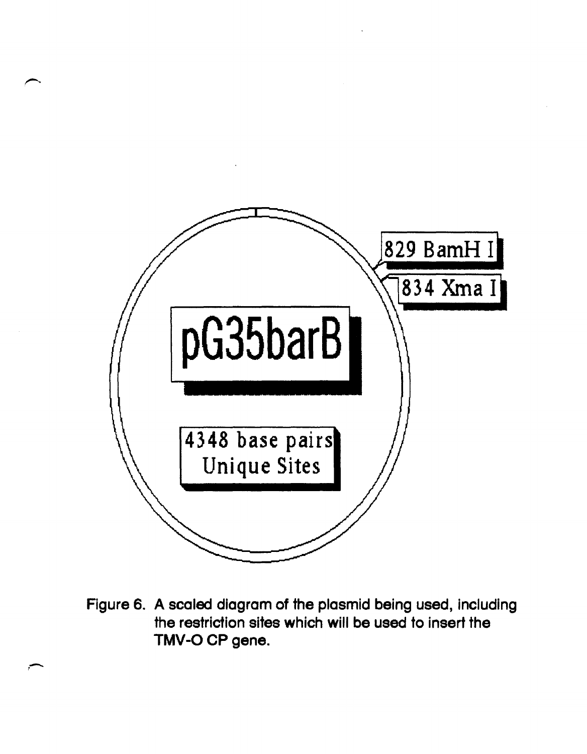829 BamH I

834 Xma I

pG35barB

4348 base pairs
Unique Sites

Figure 6. A scaled diagram of the plasmid being used, including the restriction sites which will be used to insert the TMV-O CP gene.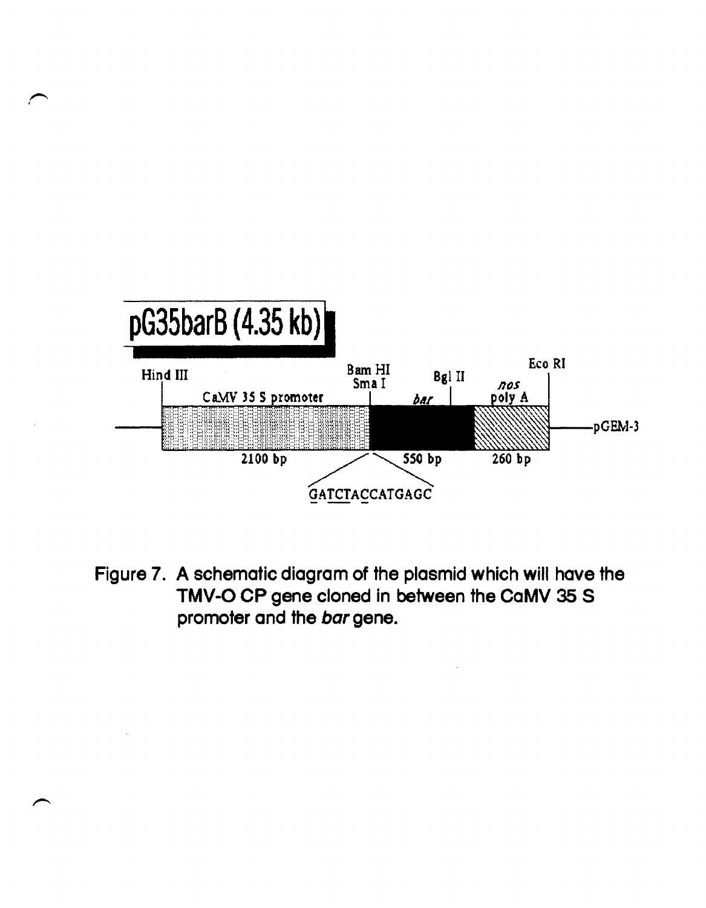pG35barB (4.35 kb)

Hind III

Bam HI

Sma I

Bgl II

Eco RI

CaMV 35 S promoter

*bar*

*nos*

poly A

pGEM-3

2100 bp

550 bp

260 bp

GATCTACCATGAGC

Figure 7. A schematic diagram of the plasmid which will have the TMV-O CP gene cloned in between the CaMV 35 S promoter and the *bar* gene.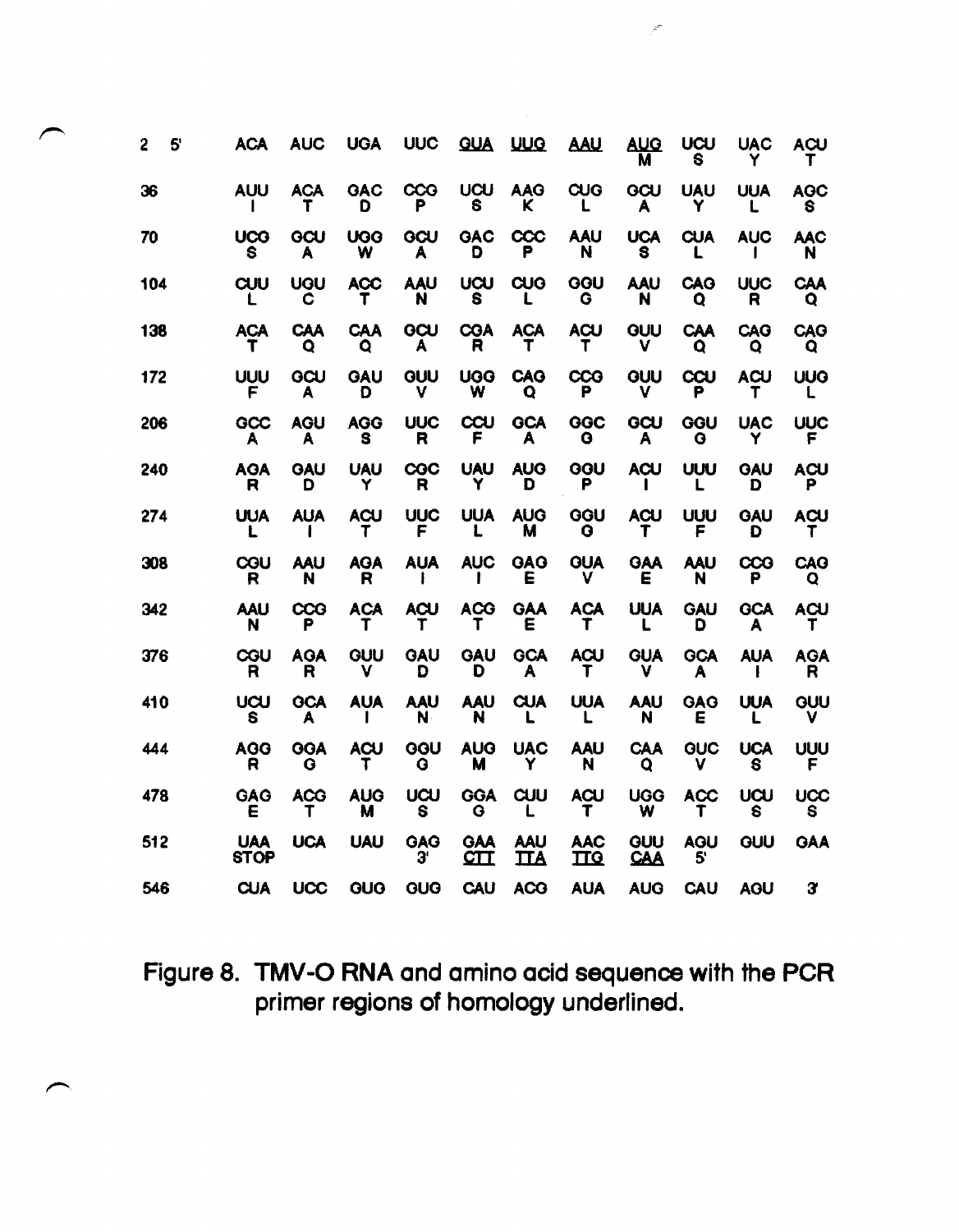| | | | | | | | | | | | |
|---|---|---|---|---|---|---|---|---|---|---|---|
| 2 5' | ACA | AUC | UGA | UUC | GUA | UUG | AAU | AUG | UCU | UAC | ACU |
| | | | | | | | | M | S | Y | T |
| 36 | AUU | ACA | GAC | CCG | UCU | AAG | CUG | GCU | UAU | UUA | AGC |
| | I | T | D | P | S | K | L | A | Y | L | S |
| 70 | UCG | GCU | UGG | GCU | GAC | CCC | AAU | UCA | CUA | AUC | AAC |
| | S | A | W | A | D | P | N | S | L | I | N |
| 104 | CUU | UGU | ACC | AAU | UCU | CUG | GGU | AAU | CAG | UUC | CAA |
| | L | C | T | N | S | L | G | N | Q | R | Q |
| 138 | ACA | CAA | CAA | GCU | CGA | ACA | ACU | GUU | CAA | CAG | CAG |
| | T | Q | Q | A | R | T | T | V | Q | Q | Q |
| 172 | UUU | GCU | GAU | GUU | UGG | CAG | CCG | GUU | CCU | ACU | UUG |
| | F | A | D | V | W | Q | P | V | P | T | L |
| 206 | GCC | AGU | AGG | UUC | CCU | GCA | GGC | GCU | GGU | UAC | UUC |
| | A | A | S | R | F | A | G | A | G | Y | F |
| 240 | AGA | GAU | UAU | CGC | UAU | AUG | GGU | ACU | UUU | GAU | ACU |
| | R | D | Y | R | Y | D | P | I | L | D | P |
| 274 | UUA | AUA | ACU | UUC | UUA | AUG | GGU | ACU | UUU | GAU | ACU |
| | L | I | T | F | L | M | G | T | F | D | T |
| 308 | CGU | AAU | AGA | AUA | AUC | GAG | GUA | GAA | AAU | CCG | CAG |
| | R | N | R | I | I | E | V | E | N | P | Q |
| 342 | AAU | CCG | ACA | ACU | ACG | GAA | ACA | UUA | GAU | GCA | ACU |
| | N | P | T | T | T | E | T | L | D | A | T |
| 376 | CGU | AGA | GUU | GAU | GAU | GCA | ACU | GUA | GCA | AUA | AGA |
| | R | R | V | D | D | A | T | V | A | I | R |
| 410 | UCU | GCA | AUA | AAU | AAU | CUA | UUA | AAU | GAG | UUA | GUU |
| | S | A | I | N | N | L | L | N | E | L | V |
| 444 | AGG | GGA | ACU | GGU | AUG | UAC | AAU | CAA | GUC | UCA | UUU |
| | R | G | T | G | M | Y | N | Q | V | S | F |
| 478 | GAG | ACG | AUG | UCU | GGA | CUU | ACU | UGG | ACC | UCU | UCC |
| | E | T | M | S | G | L | T | W | T | S | S |
| 512 | UAA | UCA | UAU | GAG | GAA | AAU | AAC | GUU | AGU | GUU | GAA |
| | STOP | | | 3' | CTT | TTA | TTG | CAA | 5' | | |
| 546 | CUA | UCC | GUG | GUG | CAU | ACG | AUA | AUG | CAU | AGU | 3' |

Figure 8. TMV-O RNA and amino acid sequence with the PCR primer regions of homology underlined.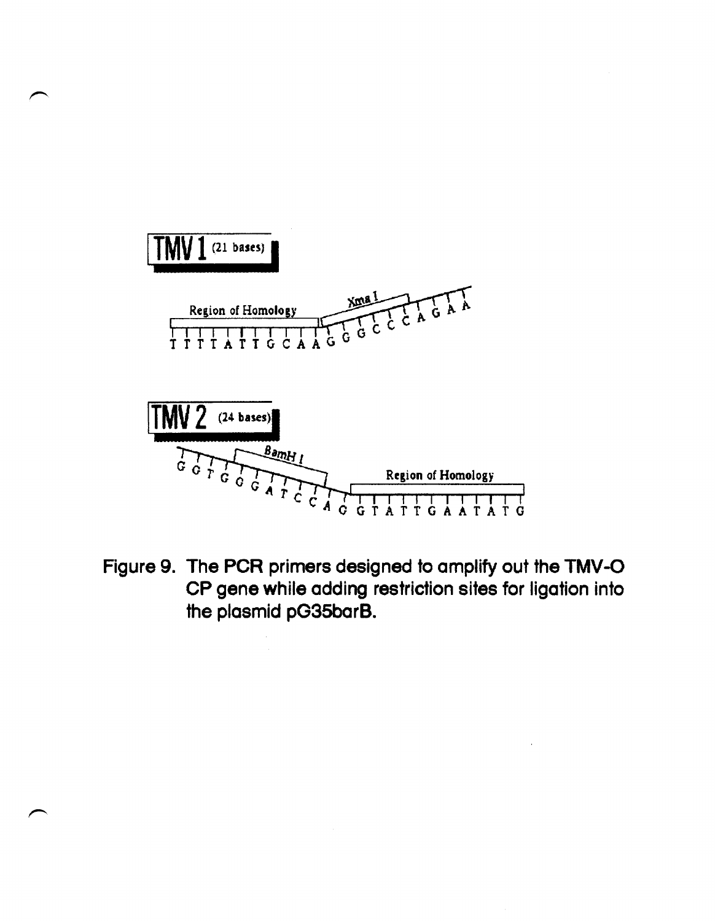TMV 1 (21 bases)

Region of Homology

Xma I

T T T T A T T G C A A G G G C C C A G A A

TMV 2 (24 bases)

BamH I

Region of Homology

G G T G G G A T C C A G G T A T T G A A T A T G

Figure 9. The PCR primers designed to amplify out the TMV-O CP gene while adding restriction sites for ligation into the plasmid pG35barB.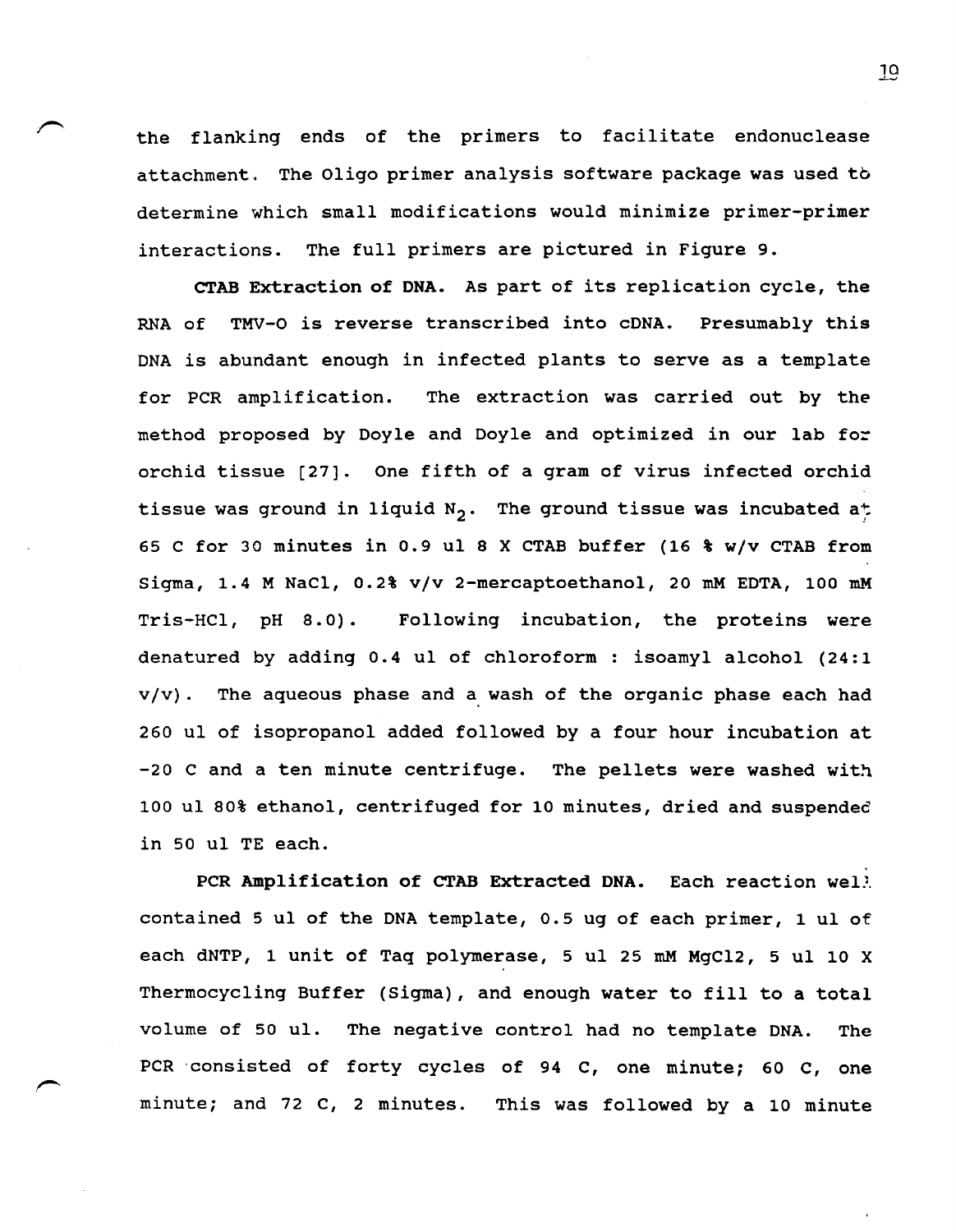the flanking ends of the primers to facilitate endonuclease attachment. The Oligo primer analysis software package was used to determine which small modifications would minimize primer-primer interactions. The full primers are pictured in Figure 9.

**CTAB Extraction of DNA.** As part of its replication cycle, the RNA of TMV-O is reverse transcribed into cDNA. Presumably this DNA is abundant enough in infected plants to serve as a template for PCR amplification. The extraction was carried out by the method proposed by Doyle and Doyle and optimized in our lab for orchid tissue [27]. One fifth of a gram of virus infected orchid tissue was ground in liquid $N_2$. The ground tissue was incubated at 65 C for 30 minutes in 0.9 ul 8 X CTAB buffer (16 % w/v CTAB from Sigma, 1.4 M NaCl, 0.2% v/v 2-mercaptoethanol, 20 mM EDTA, 100 mM Tris-HCl, pH 8.0). Following incubation, the proteins were denatured by adding 0.4 ul of chloroform : isoamyl alcohol (24:1 v/v). The aqueous phase and a wash of the organic phase each had 260 ul of isopropanol added followed by a four hour incubation at -20 C and a ten minute centrifuge. The pellets were washed with 100 ul 80% ethanol, centrifuged for 10 minutes, dried and suspended in 50 ul TE each.

**PCR Amplification of CTAB Extracted DNA.** Each reaction well contained 5 ul of the DNA template, 0.5 ug of each primer, 1 ul of each dNTP, 1 unit of Taq polymerase, 5 ul 25 mM $MgCl_2$, 5 ul 10 X Thermocycling Buffer (Sigma), and enough water to fill to a total volume of 50 ul. The negative control had no template DNA. The PCR consisted of forty cycles of 94 C, one minute; 60 C, one minute; and 72 C, 2 minutes. This was followed by a 10 minute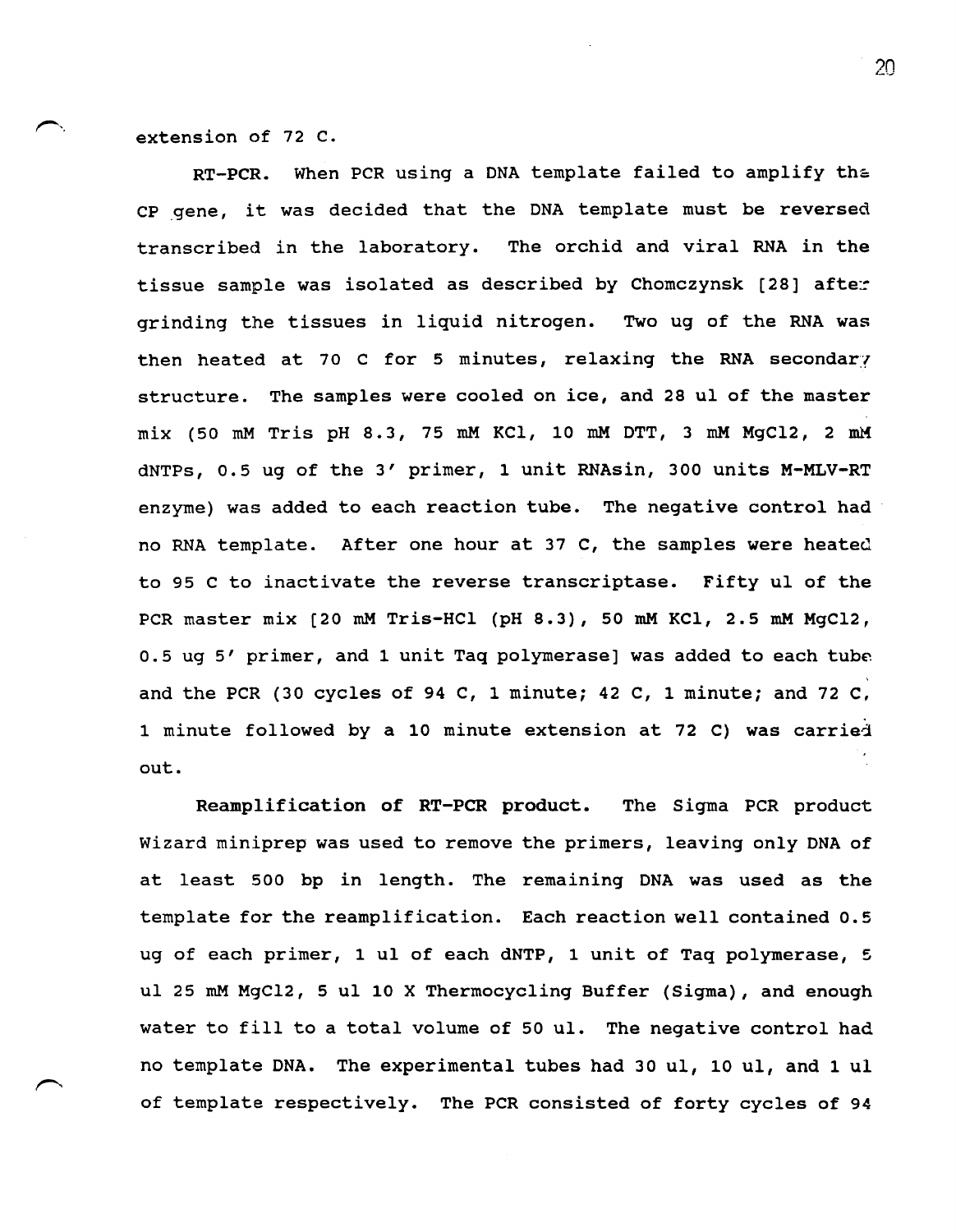extension of 72 C.

**RT-PCR.** When PCR using a DNA template failed to amplify the CP gene, it was decided that the DNA template must be reversed transcribed in the laboratory. The orchid and viral RNA in the tissue sample was isolated as described by Chomczynsk [28] after grinding the tissues in liquid nitrogen. Two ug of the RNA was then heated at 70 C for 5 minutes, relaxing the RNA secondary structure. The samples were cooled on ice, and 28 ul of the master mix (50 mM Tris pH 8.3, 75 mM KCl, 10 mM DTT, 3 mM $MgCl_2$, 2 mM dNTPs, 0.5 ug of the 3′ primer, 1 unit RNAsin, 300 units M-MLV-RT enzyme) was added to each reaction tube. The negative control had no RNA template. After one hour at 37 C, the samples were heated to 95 C to inactivate the reverse transcriptase. Fifty ul of the PCR master mix [20 mM Tris-HCl (pH 8.3), 50 mM KCl, 2.5 mM $MgCl_2$, 0.5 ug 5′ primer, and 1 unit Taq polymerase] was added to each tube and the PCR (30 cycles of 94 C, 1 minute; 42 C, 1 minute; and 72 C, 1 minute followed by a 10 minute extension at 72 C) was carried out.

**Reamplification of RT-PCR product.** The Sigma PCR product Wizard miniprep was used to remove the primers, leaving only DNA of at least 500 bp in length. The remaining DNA was used as the template for the reamplification. Each reaction well contained 0.5 ug of each primer, 1 ul of each dNTP, 1 unit of Taq polymerase, 5 ul 25 mM $MgCl_2$, 5 ul 10 X Thermocycling Buffer (Sigma), and enough water to fill to a total volume of 50 ul. The negative control had no template DNA. The experimental tubes had 30 ul, 10 ul, and 1 ul of template respectively. The PCR consisted of forty cycles of 94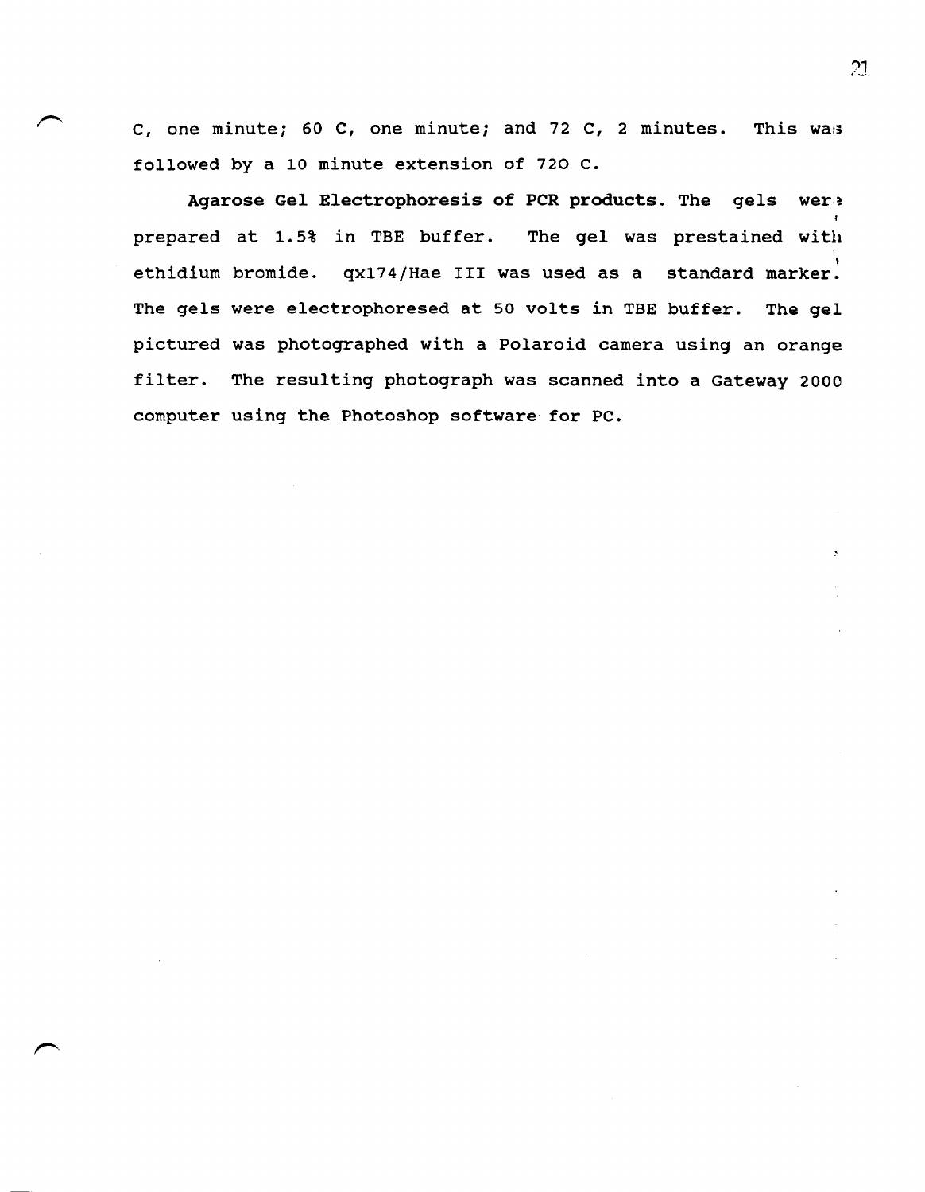C, one minute; 60 C, one minute; and 72 C, 2 minutes. This was followed by a 10 minute extension of 72O C.

**Agarose Gel Electrophoresis of PCR products.** The gels were prepared at 1.5% in TBE buffer. The gel was prestained with ethidium bromide. qx174/Hae III was used as a standard marker. The gels were electrophoresed at 50 volts in TBE buffer. The gel pictured was photographed with a Polaroid camera using an orange filter. The resulting photograph was scanned into a Gateway 2000 computer using the Photoshop software for PC.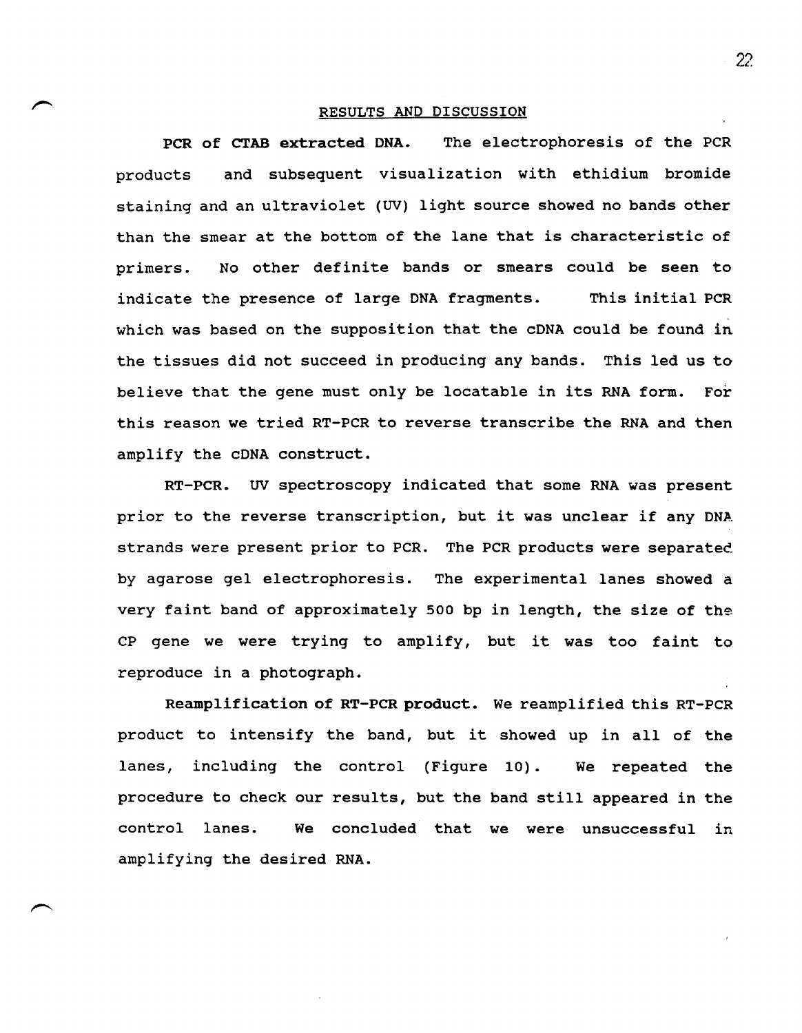## RESULTS AND DISCUSSION

**PCR of CTAB extracted DNA.** The electrophoresis of the PCR products and subsequent visualization with ethidium bromide staining and an ultraviolet (UV) light source showed no bands other than the smear at the bottom of the lane that is characteristic of primers. No other definite bands or smears could be seen to indicate the presence of large DNA fragments. This initial PCR which was based on the supposition that the cDNA could be found in the tissues did not succeed in producing any bands. This led us to believe that the gene must only be locatable in its RNA form. For this reason we tried RT-PCR to reverse transcribe the RNA and then amplify the cDNA construct.

**RT-PCR.** UV spectroscopy indicated that some RNA was present prior to the reverse transcription, but it was unclear if any DNA strands were present prior to PCR. The PCR products were separated by agarose gel electrophoresis. The experimental lanes showed a very faint band of approximately 500 bp in length, the size of the CP gene we were trying to amplify, but it was too faint to reproduce in a photograph.

**Reamplification of RT-PCR product.** We reamplified this RT-PCR product to intensify the band, but it showed up in all of the lanes, including the control (Figure 10). We repeated the procedure to check our results, but the band still appeared in the control lanes. We concluded that we were unsuccessful in amplifying the desired RNA.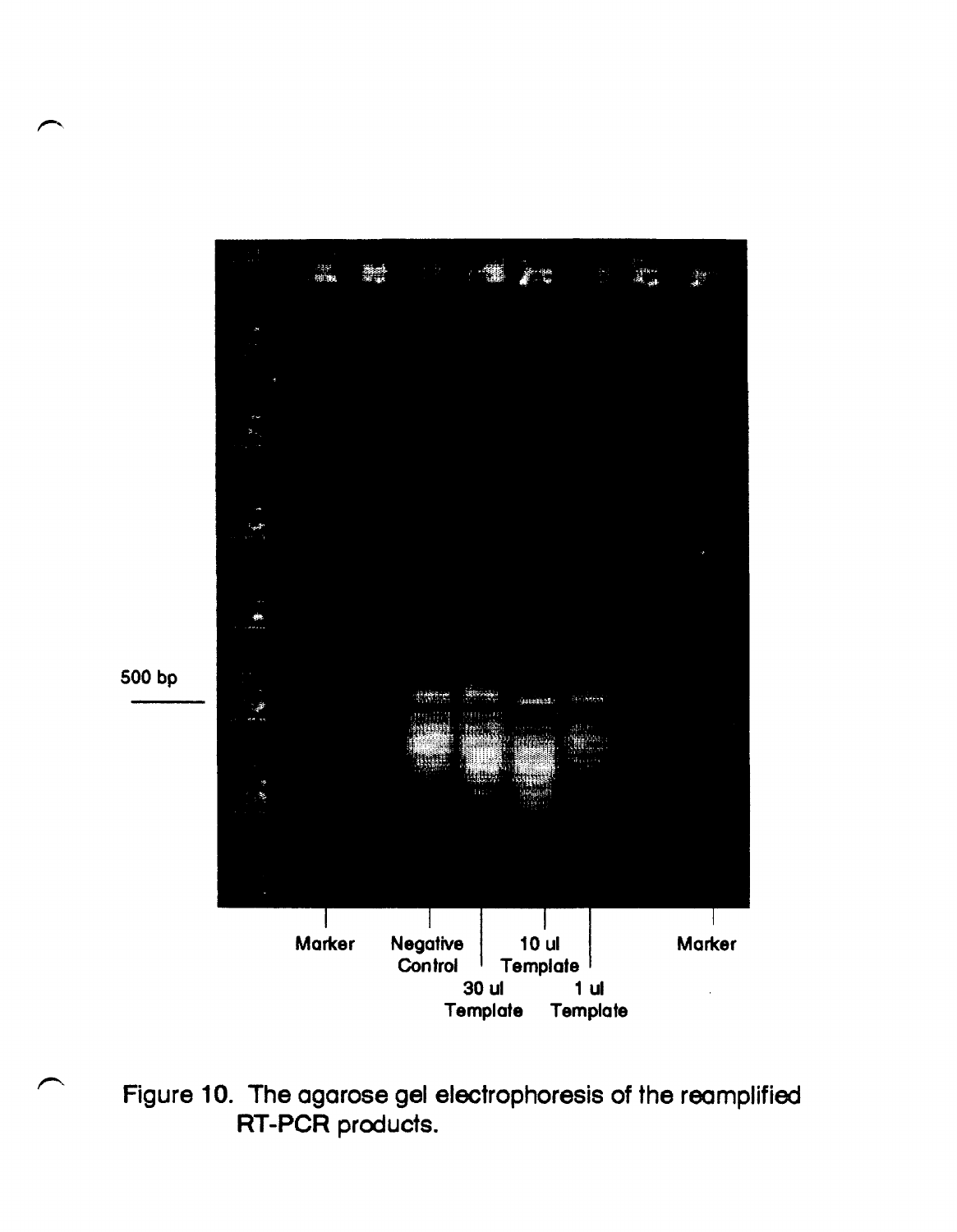500 bp

Marker

Negative Control

30 ul Template

10 ul Template

1 ul Template

Marker

Figure 10. The agarose gel electrophoresis of the reamplified RT-PCR products.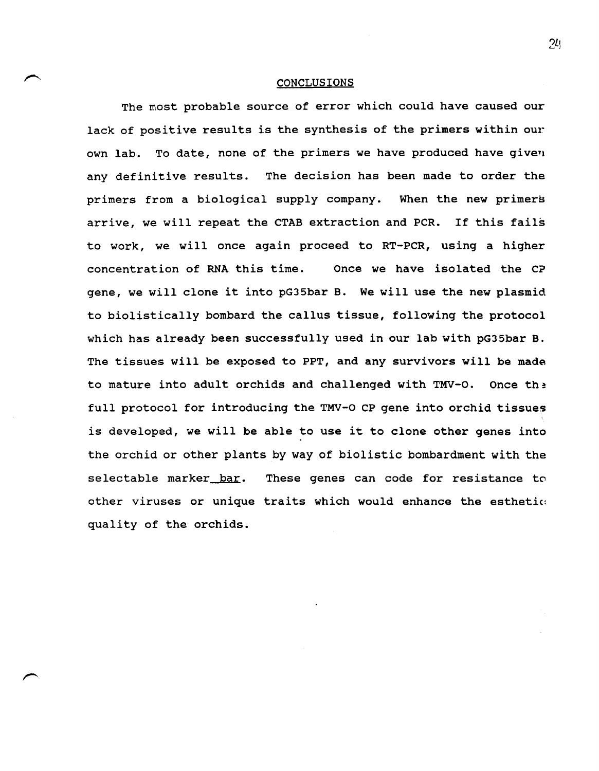## CONCLUSIONS

The most probable source of error which could have caused our lack of positive results is the synthesis of the primers within our own lab. To date, none of the primers we have produced have given any definitive results. The decision has been made to order the primers from a biological supply company. When the new primers arrive, we will repeat the CTAB extraction and PCR. If this fails to work, we will once again proceed to RT-PCR, using a higher concentration of RNA this time. Once we have isolated the CP gene, we will clone it into pG35bar B. We will use the new plasmid to biolistically bombard the callus tissue, following the protocol which has already been successfully used in our lab with pG35bar B. The tissues will be exposed to PPT, and any survivors will be made to mature into adult orchids and challenged with TMV-O. Once the full protocol for introducing the TMV-O CP gene into orchid tissues is developed, we will be able to use it to clone other genes into the orchid or other plants by way of biolistic bombardment with the selectable marker *bar*. These genes can code for resistance to other viruses or unique traits which would enhance the esthetic quality of the orchids.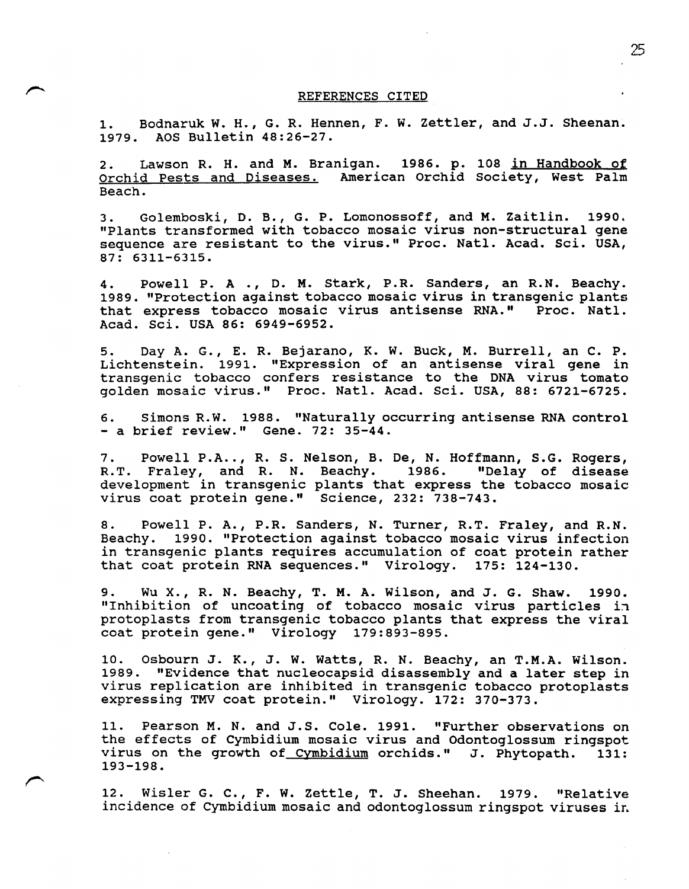## REFERENCES CITED

1. Bodnaruk W. H., G. R. Hennen, F. W. Zettler, and J.J. Sheenan. 1979. AOS Bulletin 48:26-27.

2. Lawson R. H. and M. Branigan. 1986. p. 108 in Handbook of Orchid Pests and Diseases. American Orchid Society, West Palm Beach.

3. Golemboski, D. B., G. P. Lomonossoff, and M. Zaitlin. 1990. "Plants transformed with tobacco mosaic virus non-structural gene sequence are resistant to the virus." Proc. Natl. Acad. Sci. USA, 87: 6311-6315.

4. Powell P. A ., D. M. Stark, P.R. Sanders, an R.N. Beachy. 1989. "Protection against tobacco mosaic virus in transgenic plants that express tobacco mosaic virus antisense RNA." Proc. Natl. Acad. Sci. USA 86: 6949-6952.

5. Day A. G., E. R. Bejarano, K. W. Buck, M. Burrell, an C. P. Lichtenstein. 1991. "Expression of an antisense viral gene in transgenic tobacco confers resistance to the DNA virus tomato golden mosaic virus." Proc. Natl. Acad. Sci. USA, 88: 6721-6725.

6. Simons R.W. 1988. "Naturally occurring antisense RNA control - a brief review." Gene. 72: 35-44.

7. Powell P.A.., R. S. Nelson, B. De, N. Hoffmann, S.G. Rogers, R.T. Fraley, and R. N. Beachy. 1986. "Delay of disease development in transgenic plants that express the tobacco mosaic virus coat protein gene." Science, 232: 738-743.

8. Powell P. A., P.R. Sanders, N. Turner, R.T. Fraley, and R.N. Beachy. 1990. "Protection against tobacco mosaic virus infection in transgenic plants requires accumulation of coat protein rather that coat protein RNA sequences." Virology. 175: 124-130.

9. Wu X., R. N. Beachy, T. M. A. Wilson, and J. G. Shaw. 1990. "Inhibition of uncoating of tobacco mosaic virus particles in protoplasts from transgenic tobacco plants that express the viral coat protein gene." Virology 179:893-895.

10. Osbourn J. K., J. W. Watts, R. N. Beachy, an T.M.A. Wilson. 1989. "Evidence that nucleocapsid disassembly and a later step in virus replication are inhibited in transgenic tobacco protoplasts expressing TMV coat protein." Virology. 172: 370-373.

11. Pearson M. N. and J.S. Cole. 1991. "Further observations on the effects of Cymbidium mosaic virus and Odontoglossum ringspot virus on the growth of Cymbidium orchids." J. Phytopath. 131: 193-198.

12. Wisler G. C., F. W. Zettle, T. J. Sheehan. 1979. "Relative incidence of Cymbidium mosaic and odontoglossum ringspot viruses in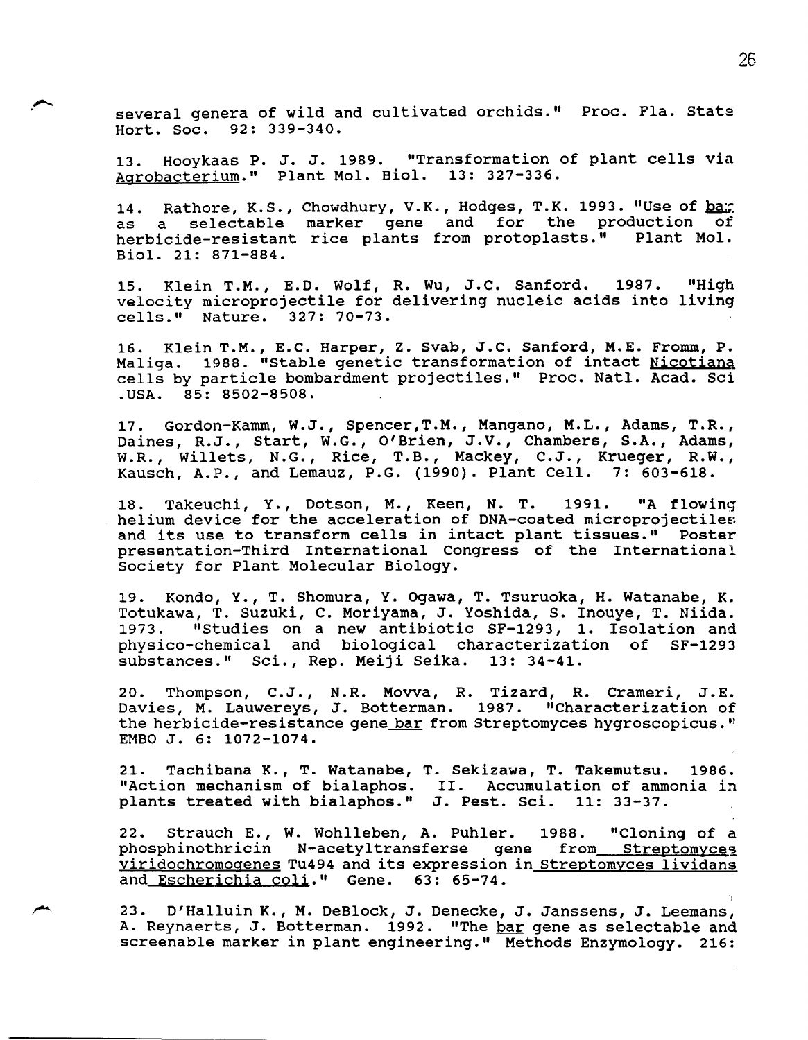several genera of wild and cultivated orchids." Proc. Fla. State Hort. Soc. 92: 339-340.

13. Hooykaas P. J. J. 1989. "Transformation of plant cells via Agrobacterium." Plant Mol. Biol. 13: 327-336.

14. Rathore, K.S., Chowdhury, V.K., Hodges, T.K. 1993. "Use of bar as a selectable marker gene and for the production of herbicide-resistant rice plants from protoplasts." Plant Mol. Biol. 21: 871-884.

15. Klein T.M., E.D. Wolf, R. Wu, J.C. Sanford. 1987. "High velocity microprojectile for delivering nucleic acids into living cells." Nature. 327: 70-73.

16. Klein T.M., E.C. Harper, Z. Svab, J.C. Sanford, M.E. Fromm, P. Maliga. 1988. "Stable genetic transformation of intact Nicotiana cells by particle bombardment projectiles." Proc. Natl. Acad. Sci .USA. 85: 8502-8508.

17. Gordon-Kamm, W.J., Spencer,T.M., Mangano, M.L., Adams, T.R., Daines, R.J., Start, W.G., O'Brien, J.V., Chambers, S.A., Adams, W.R., Willets, N.G., Rice, T.B., Mackey, C.J., Krueger, R.W., Kausch, A.P., and Lemauz, P.G. (1990). Plant Cell. 7: 603-618.

18. Takeuchi, Y., Dotson, M., Keen, N. T. 1991. "A flowing helium device for the acceleration of DNA-coated microprojectiles and its use to transform cells in intact plant tissues." Poster presentation-Third International Congress of the International Society for Plant Molecular Biology.

19. Kondo, Y., T. Shomura, Y. Ogawa, T. Tsuruoka, H. Watanabe, K. Totukawa, T. Suzuki, C. Moriyama, J. Yoshida, S. Inouye, T. Niida. 1973. "Studies on a new antibiotic SF-1293, 1. Isolation and physico-chemical and biological characterization of SF-1293 substances." Sci., Rep. Meiji Seika. 13: 34-41.

20. Thompson, C.J., N.R. Movva, R. Tizard, R. Crameri, J.E. Davies, M. Lauwereys, J. Botterman. 1987. "Characterization of the herbicide-resistance gene bar from Streptomyces hygroscopicus." EMBO J. 6: 1072-1074.

21. Tachibana K., T. Watanabe, T. Sekizawa, T. Takemutsu. 1986. "Action mechanism of bialaphos. II. Accumulation of ammonia in plants treated with bialaphos." J. Pest. Sci. 11: 33-37.

22. Strauch E., W. Wohlleben, A. Puhler. 1988. "Cloning of a phosphinothricin N-acetyltransferse gene from Streptomyces viridochromogenes Tu494 and its expression in Streptomyces lividans and Escherichia coli." Gene. 63: 65-74.

23. D'Halluin K., M. DeBlock, J. Denecke, J. Janssens, J. Leemans, A. Reynaerts, J. Botterman. 1992. "The bar gene as selectable and screenable marker in plant engineering." Methods Enzymology. 216: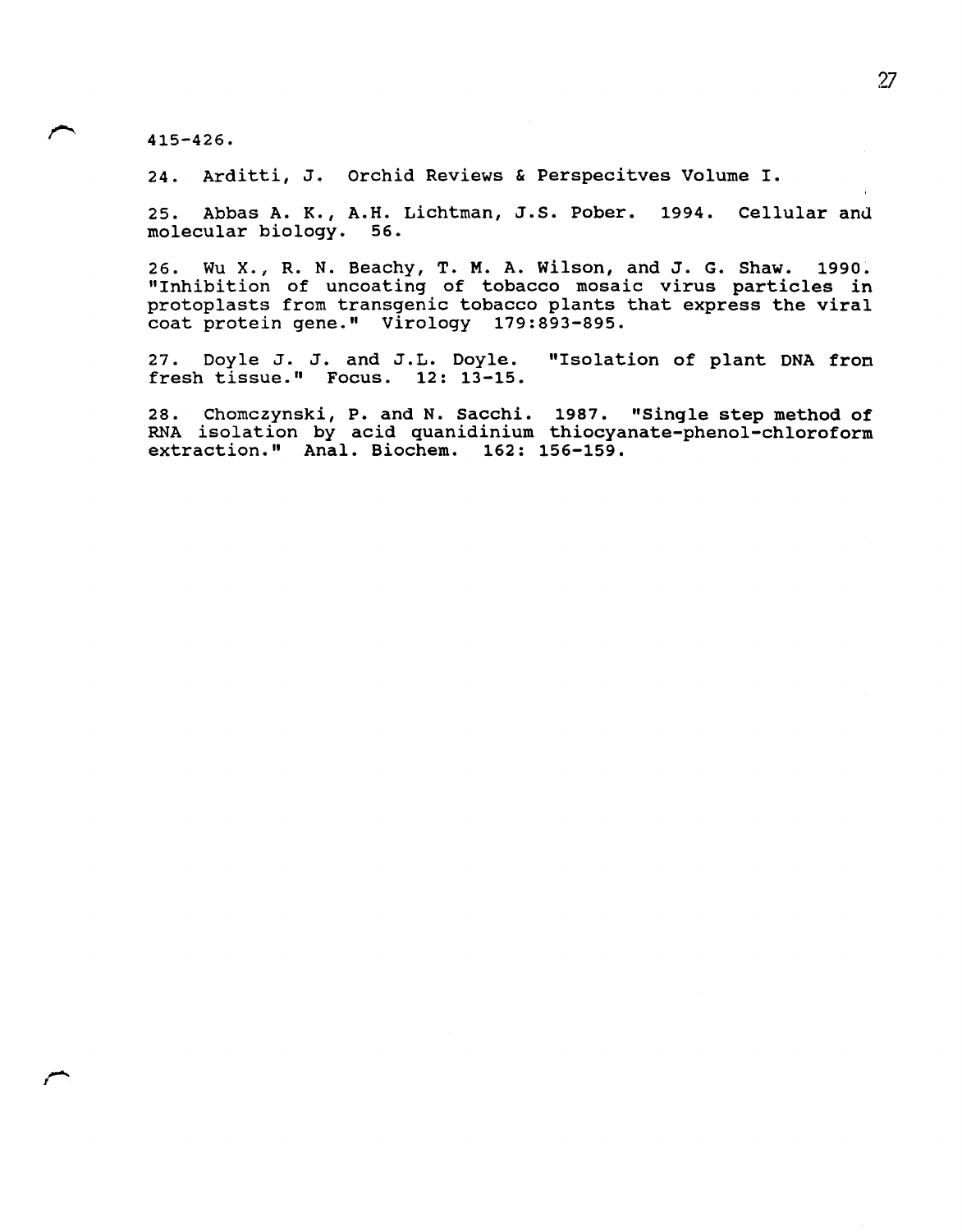415-426.

24. Arditti, J. Orchid Reviews & Perspecitves Volume I.

25. Abbas A. K., A.H. Lichtman, J.S. Pober. 1994. Cellular and molecular biology. 56.

26. Wu X., R. N. Beachy, T. M. A. Wilson, and J. G. Shaw. 1990. "Inhibition of uncoating of tobacco mosaic virus particles in protoplasts from transgenic tobacco plants that express the viral coat protein gene." Virology 179:893-895.

27. Doyle J. J. and J.L. Doyle. "Isolation of plant DNA fron fresh tissue." Focus. 12: 13-15.

28. Chomczynski, P. and N. Sacchi. 1987. "Single step method of RNA isolation by acid quanidinium thiocyanate-phenol-chloroform extraction." Anal. Biochem. 162: 156-159.